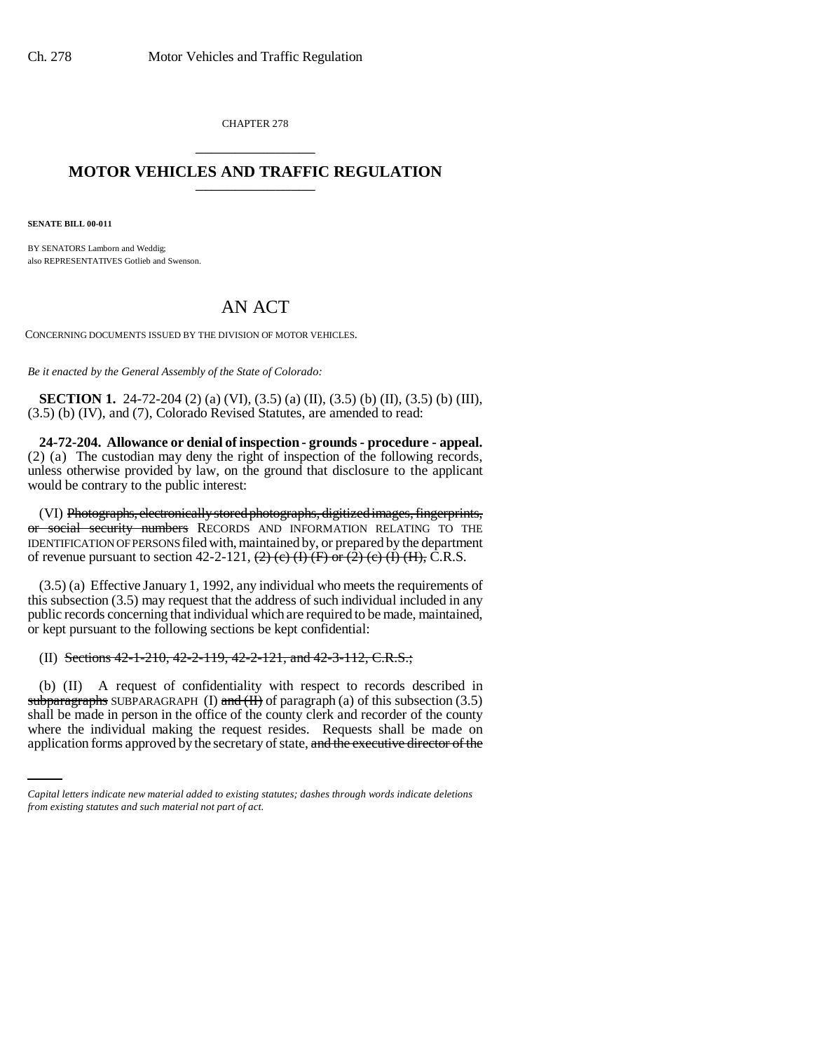CHAPTER 278

# MOTOR VEHICLES AND TRAFFIC REGULATION

**SENATE BILL 00-011**

BY SENATORS Lamborn and Weddig;
also REPRESENTATIVES Gotlieb and Swenson.

# AN ACT

CONCERNING DOCUMENTS ISSUED BY THE DIVISION OF MOTOR VEHICLES.

*Be it enacted by the General Assembly of the State of Colorado:*

**SECTION 1.** 24-72-204 (2) (a) (VI), (3.5) (a) (II), (3.5) (b) (II), (3.5) (b) (III), (3.5) (b) (IV), and (7), Colorado Revised Statutes, are amended to read:

**24-72-204. Allowance or denial of inspection - grounds - procedure - appeal.** (2) (a) The custodian may deny the right of inspection of the following records, unless otherwise provided by law, on the ground that disclosure to the applicant would be contrary to the public interest:

(VI) ~~Photographs, electronically stored photographs, digitized images, fingerprints, or social security numbers~~ RECORDS AND INFORMATION RELATING TO THE IDENTIFICATION OF PERSONS filed with, maintained by, or prepared by the department of revenue pursuant to section 42-2-121, ~~(2) (c) (I) (F) or (2) (c) (I) (H),~~ C.R.S.

(3.5) (a) Effective January 1, 1992, any individual who meets the requirements of this subsection (3.5) may request that the address of such individual included in any public records concerning that individual which are required to be made, maintained, or kept pursuant to the following sections be kept confidential:

(II) ~~Sections 42-1-210, 42-2-119, 42-2-121, and 42-3-112, C.R.S.;~~

(b) (II) A request of confidentiality with respect to records described in ~~subparagraphs~~ SUBPARAGRAPH (I) ~~and (II)~~ of paragraph (a) of this subsection (3.5) shall be made in person in the office of the county clerk and recorder of the county where the individual making the request resides. Requests shall be made on application forms approved by the secretary of state, ~~and the executive director of the~~

*Capital letters indicate new material added to existing statutes; dashes through words indicate deletions from existing statutes and such material not part of act.*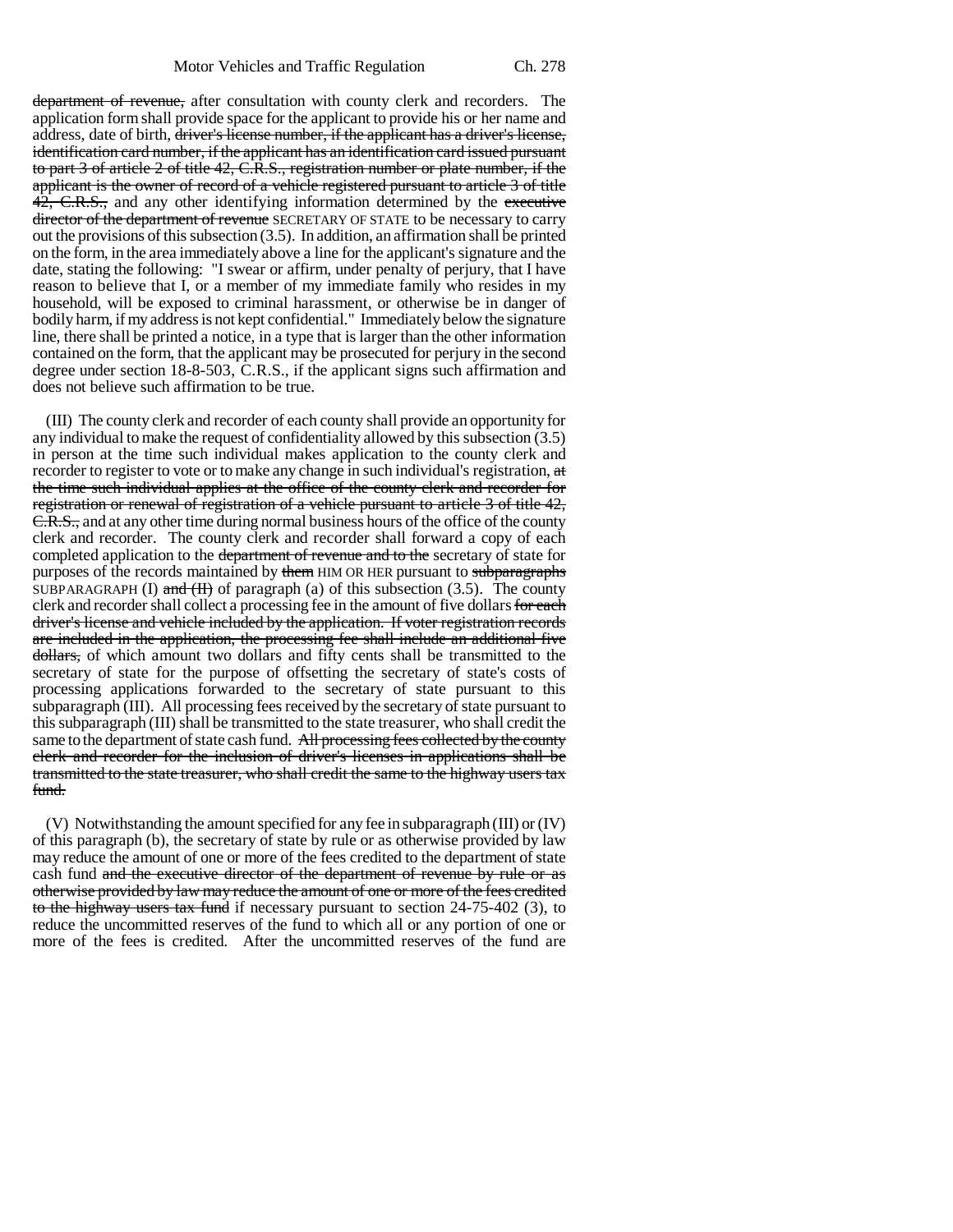~~department of revenue,~~ after consultation with county clerk and recorders. The application form shall provide space for the applicant to provide his or her name and address, date of birth, ~~driver's license number, if the applicant has a driver's license, identification card number, if the applicant has an identification card issued pursuant to part 3 of article 2 of title 42, C.R.S., registration number or plate number, if the applicant is the owner of record of a vehicle registered pursuant to article 3 of title 42, C.R.S.,~~ and any other identifying information determined by the ~~executive director of the department of revenue~~ SECRETARY OF STATE to be necessary to carry out the provisions of this subsection (3.5). In addition, an affirmation shall be printed on the form, in the area immediately above a line for the applicant's signature and the date, stating the following: "I swear or affirm, under penalty of perjury, that I have reason to believe that I, or a member of my immediate family who resides in my household, will be exposed to criminal harassment, or otherwise be in danger of bodily harm, if my address is not kept confidential." Immediately below the signature line, there shall be printed a notice, in a type that is larger than the other information contained on the form, that the applicant may be prosecuted for perjury in the second degree under section 18-8-503, C.R.S., if the applicant signs such affirmation and does not believe such affirmation to be true.

(III) The county clerk and recorder of each county shall provide an opportunity for any individual to make the request of confidentiality allowed by this subsection (3.5) in person at the time such individual makes application to the county clerk and recorder to register to vote or to make any change in such individual's registration, ~~at the time such individual applies at the office of the county clerk and recorder for registration or renewal of registration of a vehicle pursuant to article 3 of title 42, C.R.S.,~~ and at any other time during normal business hours of the office of the county clerk and recorder. The county clerk and recorder shall forward a copy of each completed application to the ~~department of revenue and to the~~ secretary of state for purposes of the records maintained by ~~them~~ HIM OR HER pursuant to ~~subparagraphs~~ SUBPARAGRAPH (I) ~~and (II)~~ of paragraph (a) of this subsection (3.5). The county clerk and recorder shall collect a processing fee in the amount of five dollars ~~for each driver's license and vehicle included by the application. If voter registration records are included in the application, the processing fee shall include an additional five dollars,~~ of which amount two dollars and fifty cents shall be transmitted to the secretary of state for the purpose of offsetting the secretary of state's costs of processing applications forwarded to the secretary of state pursuant to this subparagraph (III). All processing fees received by the secretary of state pursuant to this subparagraph (III) shall be transmitted to the state treasurer, who shall credit the same to the department of state cash fund. ~~All processing fees collected by the county clerk and recorder for the inclusion of driver's licenses in applications shall be transmitted to the state treasurer, who shall credit the same to the highway users tax fund.~~

(V) Notwithstanding the amount specified for any fee in subparagraph (III) or (IV) of this paragraph (b), the secretary of state by rule or as otherwise provided by law may reduce the amount of one or more of the fees credited to the department of state cash fund ~~and the executive director of the department of revenue by rule or as otherwise provided by law may reduce the amount of one or more of the fees credited to the highway users tax fund~~ if necessary pursuant to section 24-75-402 (3), to reduce the uncommitted reserves of the fund to which all or any portion of one or more of the fees is credited. After the uncommitted reserves of the fund are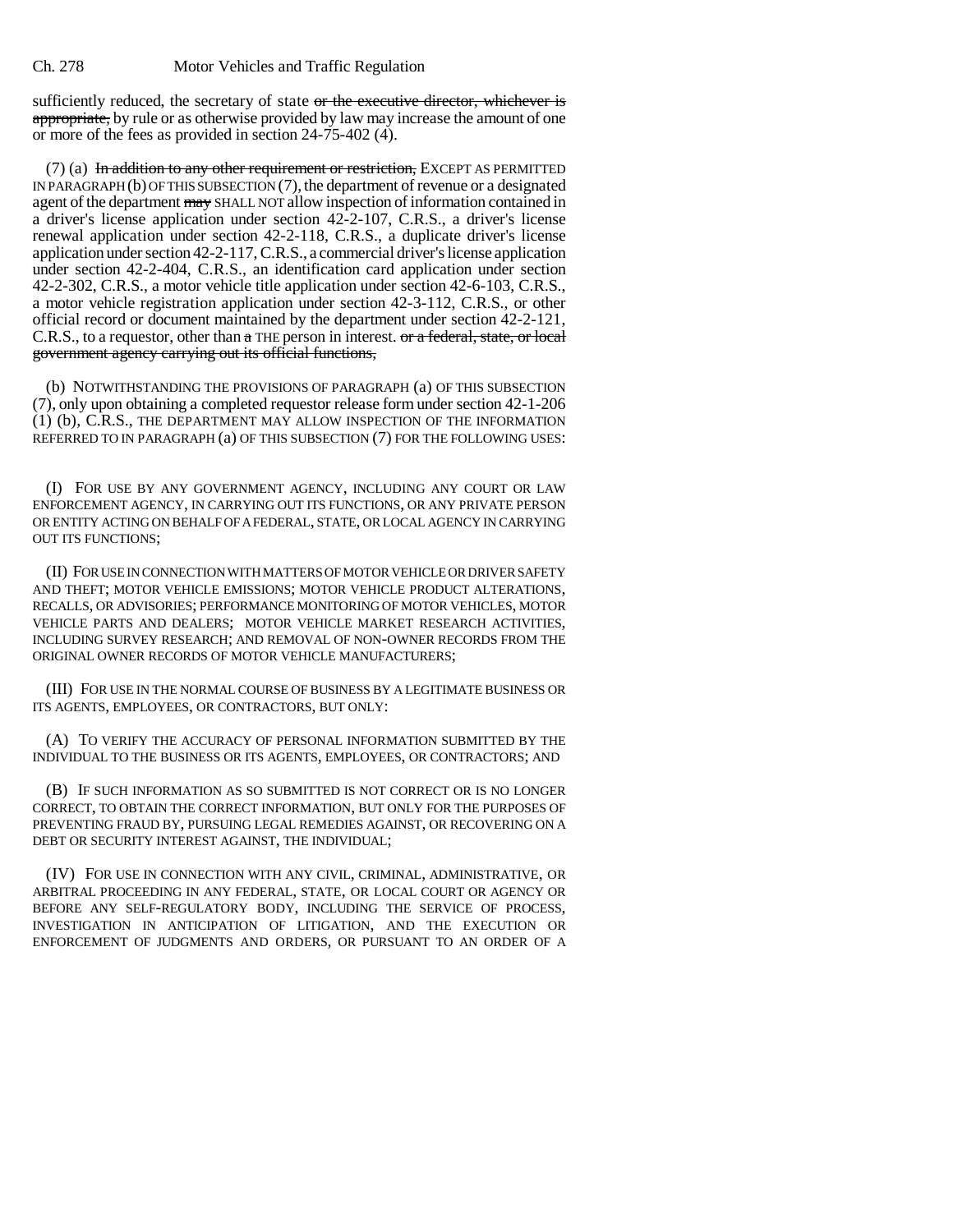sufficiently reduced, the secretary of state ~~or the executive director, whichever is appropriate,~~ by rule or as otherwise provided by law may increase the amount of one or more of the fees as provided in section 24-75-402 (4).

(7) (a) ~~In addition to any other requirement or restriction,~~ EXCEPT AS PERMITTED IN PARAGRAPH (b) OF THIS SUBSECTION (7), the department of revenue or a designated agent of the department ~~may~~ SHALL NOT allow inspection of information contained in a driver's license application under section 42-2-107, C.R.S., a driver's license renewal application under section 42-2-118, C.R.S., a duplicate driver's license application under section 42-2-117, C.R.S., a commercial driver's license application under section 42-2-404, C.R.S., an identification card application under section 42-2-302, C.R.S., a motor vehicle title application under section 42-6-103, C.R.S., a motor vehicle registration application under section 42-3-112, C.R.S., or other official record or document maintained by the department under section 42-2-121, C.R.S., to a requestor, other than ~~a~~ THE person in interest. ~~or a federal, state, or local government agency carrying out its official functions,~~

(b) NOTWITHSTANDING THE PROVISIONS OF PARAGRAPH (a) OF THIS SUBSECTION (7), only upon obtaining a completed requestor release form under section 42-1-206 (1) (b), C.R.S., THE DEPARTMENT MAY ALLOW INSPECTION OF THE INFORMATION REFERRED TO IN PARAGRAPH (a) OF THIS SUBSECTION (7) FOR THE FOLLOWING USES:

(I) FOR USE BY ANY GOVERNMENT AGENCY, INCLUDING ANY COURT OR LAW ENFORCEMENT AGENCY, IN CARRYING OUT ITS FUNCTIONS, OR ANY PRIVATE PERSON OR ENTITY ACTING ON BEHALF OF A FEDERAL, STATE, OR LOCAL AGENCY IN CARRYING OUT ITS FUNCTIONS;

(II) FOR USE IN CONNECTION WITH MATTERS OF MOTOR VEHICLE OR DRIVER SAFETY AND THEFT; MOTOR VEHICLE EMISSIONS; MOTOR VEHICLE PRODUCT ALTERATIONS, RECALLS, OR ADVISORIES; PERFORMANCE MONITORING OF MOTOR VEHICLES, MOTOR VEHICLE PARTS AND DEALERS; MOTOR VEHICLE MARKET RESEARCH ACTIVITIES, INCLUDING SURVEY RESEARCH; AND REMOVAL OF NON-OWNER RECORDS FROM THE ORIGINAL OWNER RECORDS OF MOTOR VEHICLE MANUFACTURERS;

(III) FOR USE IN THE NORMAL COURSE OF BUSINESS BY A LEGITIMATE BUSINESS OR ITS AGENTS, EMPLOYEES, OR CONTRACTORS, BUT ONLY:

(A) TO VERIFY THE ACCURACY OF PERSONAL INFORMATION SUBMITTED BY THE INDIVIDUAL TO THE BUSINESS OR ITS AGENTS, EMPLOYEES, OR CONTRACTORS; AND

(B) IF SUCH INFORMATION AS SO SUBMITTED IS NOT CORRECT OR IS NO LONGER CORRECT, TO OBTAIN THE CORRECT INFORMATION, BUT ONLY FOR THE PURPOSES OF PREVENTING FRAUD BY, PURSUING LEGAL REMEDIES AGAINST, OR RECOVERING ON A DEBT OR SECURITY INTEREST AGAINST, THE INDIVIDUAL;

(IV) FOR USE IN CONNECTION WITH ANY CIVIL, CRIMINAL, ADMINISTRATIVE, OR ARBITRAL PROCEEDING IN ANY FEDERAL, STATE, OR LOCAL COURT OR AGENCY OR BEFORE ANY SELF-REGULATORY BODY, INCLUDING THE SERVICE OF PROCESS, INVESTIGATION IN ANTICIPATION OF LITIGATION, AND THE EXECUTION OR ENFORCEMENT OF JUDGMENTS AND ORDERS, OR PURSUANT TO AN ORDER OF A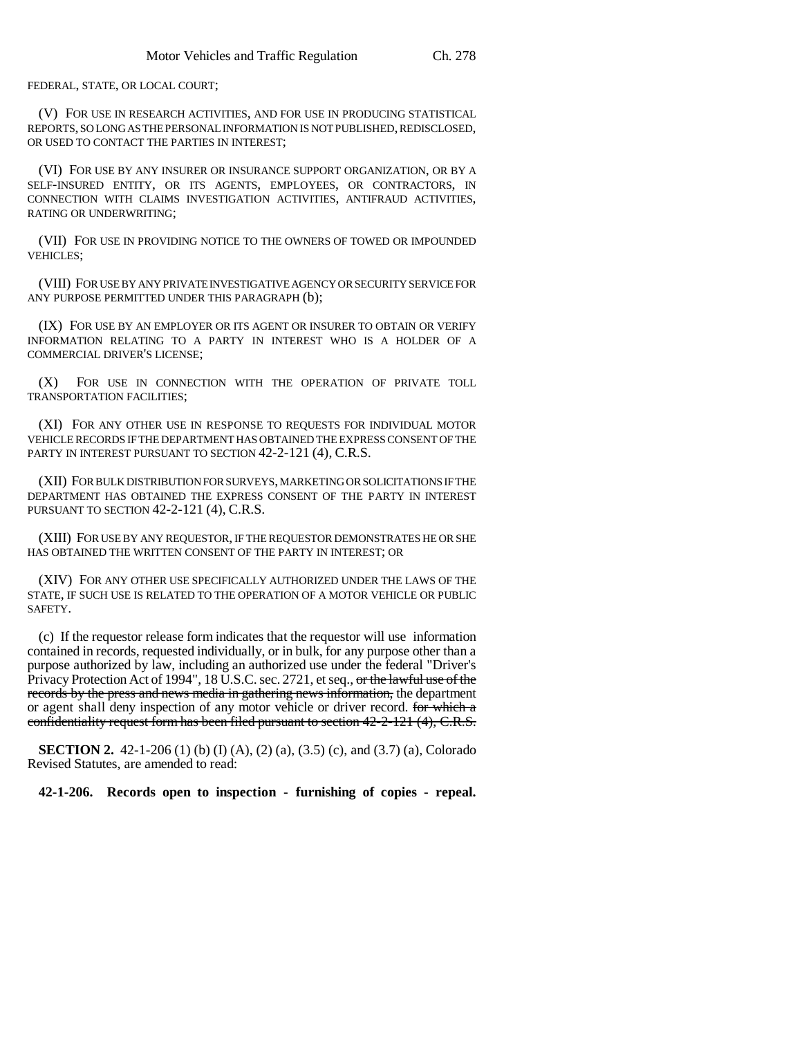FEDERAL, STATE, OR LOCAL COURT;

(V) FOR USE IN RESEARCH ACTIVITIES, AND FOR USE IN PRODUCING STATISTICAL REPORTS, SO LONG AS THE PERSONAL INFORMATION IS NOT PUBLISHED, REDISCLOSED, OR USED TO CONTACT THE PARTIES IN INTEREST;

(VI) FOR USE BY ANY INSURER OR INSURANCE SUPPORT ORGANIZATION, OR BY A SELF-INSURED ENTITY, OR ITS AGENTS, EMPLOYEES, OR CONTRACTORS, IN CONNECTION WITH CLAIMS INVESTIGATION ACTIVITIES, ANTIFRAUD ACTIVITIES, RATING OR UNDERWRITING;

(VII) FOR USE IN PROVIDING NOTICE TO THE OWNERS OF TOWED OR IMPOUNDED VEHICLES;

(VIII) FOR USE BY ANY PRIVATE INVESTIGATIVE AGENCY OR SECURITY SERVICE FOR ANY PURPOSE PERMITTED UNDER THIS PARAGRAPH (b);

(IX) FOR USE BY AN EMPLOYER OR ITS AGENT OR INSURER TO OBTAIN OR VERIFY INFORMATION RELATING TO A PARTY IN INTEREST WHO IS A HOLDER OF A COMMERCIAL DRIVER'S LICENSE;

(X) FOR USE IN CONNECTION WITH THE OPERATION OF PRIVATE TOLL TRANSPORTATION FACILITIES;

(XI) FOR ANY OTHER USE IN RESPONSE TO REQUESTS FOR INDIVIDUAL MOTOR VEHICLE RECORDS IF THE DEPARTMENT HAS OBTAINED THE EXPRESS CONSENT OF THE PARTY IN INTEREST PURSUANT TO SECTION 42-2-121 (4), C.R.S.

(XII) FOR BULK DISTRIBUTION FOR SURVEYS, MARKETING OR SOLICITATIONS IF THE DEPARTMENT HAS OBTAINED THE EXPRESS CONSENT OF THE PARTY IN INTEREST PURSUANT TO SECTION 42-2-121 (4), C.R.S.

(XIII) FOR USE BY ANY REQUESTOR, IF THE REQUESTOR DEMONSTRATES HE OR SHE HAS OBTAINED THE WRITTEN CONSENT OF THE PARTY IN INTEREST; OR

(XIV) FOR ANY OTHER USE SPECIFICALLY AUTHORIZED UNDER THE LAWS OF THE STATE, IF SUCH USE IS RELATED TO THE OPERATION OF A MOTOR VEHICLE OR PUBLIC SAFETY.

(c) If the requestor release form indicates that the requestor will use information contained in records, requested individually, or in bulk, for any purpose other than a purpose authorized by law, including an authorized use under the federal "Driver's Privacy Protection Act of 1994", 18 U.S.C. sec. 2721, et seq., ~~or the lawful use of the records by the press and news media in gathering news information,~~ the department or agent shall deny inspection of any motor vehicle or driver record. ~~for which a confidentiality request form has been filed pursuant to section 42-2-121 (4), C.R.S.~~

**SECTION 2.** 42-1-206 (1) (b) (I) (A), (2) (a), (3.5) (c), and (3.7) (a), Colorado Revised Statutes, are amended to read:

**42-1-206. Records open to inspection - furnishing of copies - repeal.**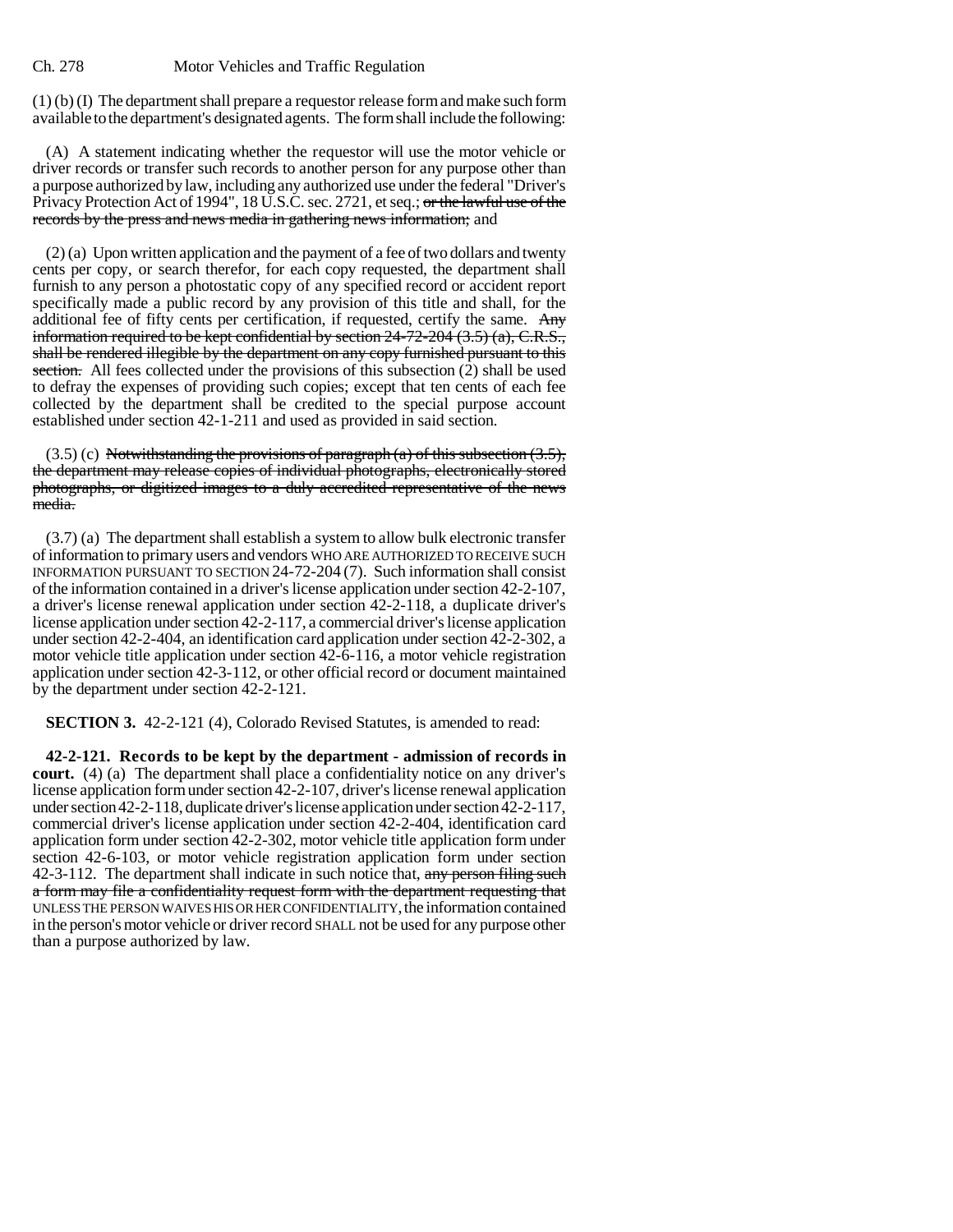(1) (b) (I) The department shall prepare a requestor release form and make such form available to the department's designated agents. The form shall include the following:

(A) A statement indicating whether the requestor will use the motor vehicle or driver records or transfer such records to another person for any purpose other than a purpose authorized by law, including any authorized use under the federal "Driver's Privacy Protection Act of 1994", 18 U.S.C. sec. 2721, et seq.; ~~or the lawful use of the records by the press and news media in gathering news information;~~ and

(2) (a) Upon written application and the payment of a fee of two dollars and twenty cents per copy, or search therefor, for each copy requested, the department shall furnish to any person a photostatic copy of any specified record or accident report specifically made a public record by any provision of this title and shall, for the additional fee of fifty cents per certification, if requested, certify the same. ~~Any information required to be kept confidential by section 24-72-204 (3.5) (a), C.R.S., shall be rendered illegible by the department on any copy furnished pursuant to this section.~~ All fees collected under the provisions of this subsection (2) shall be used to defray the expenses of providing such copies; except that ten cents of each fee collected by the department shall be credited to the special purpose account established under section 42-1-211 and used as provided in said section.

(3.5) (c) ~~Notwithstanding the provisions of paragraph (a) of this subsection (3.5), the department may release copies of individual photographs, electronically stored photographs, or digitized images to a duly accredited representative of the news media.~~

(3.7) (a) The department shall establish a system to allow bulk electronic transfer of information to primary users and vendors WHO ARE AUTHORIZED TO RECEIVE SUCH INFORMATION PURSUANT TO SECTION 24-72-204 (7). Such information shall consist of the information contained in a driver's license application under section 42-2-107, a driver's license renewal application under section 42-2-118, a duplicate driver's license application under section 42-2-117, a commercial driver's license application under section 42-2-404, an identification card application under section 42-2-302, a motor vehicle title application under section 42-6-116, a motor vehicle registration application under section 42-3-112, or other official record or document maintained by the department under section 42-2-121.

**SECTION 3.** 42-2-121 (4), Colorado Revised Statutes, is amended to read:

**42-2-121. Records to be kept by the department - admission of records in court.** (4) (a) The department shall place a confidentiality notice on any driver's license application form under section 42-2-107, driver's license renewal application under section 42-2-118, duplicate driver's license application under section 42-2-117, commercial driver's license application under section 42-2-404, identification card application form under section 42-2-302, motor vehicle title application form under section 42-6-103, or motor vehicle registration application form under section 42-3-112. The department shall indicate in such notice that, ~~any person filing such a form may file a confidentiality request form with the department requesting that~~ UNLESS THE PERSON WAIVES HIS OR HER CONFIDENTIALITY, the information contained in the person's motor vehicle or driver record SHALL not be used for any purpose other than a purpose authorized by law.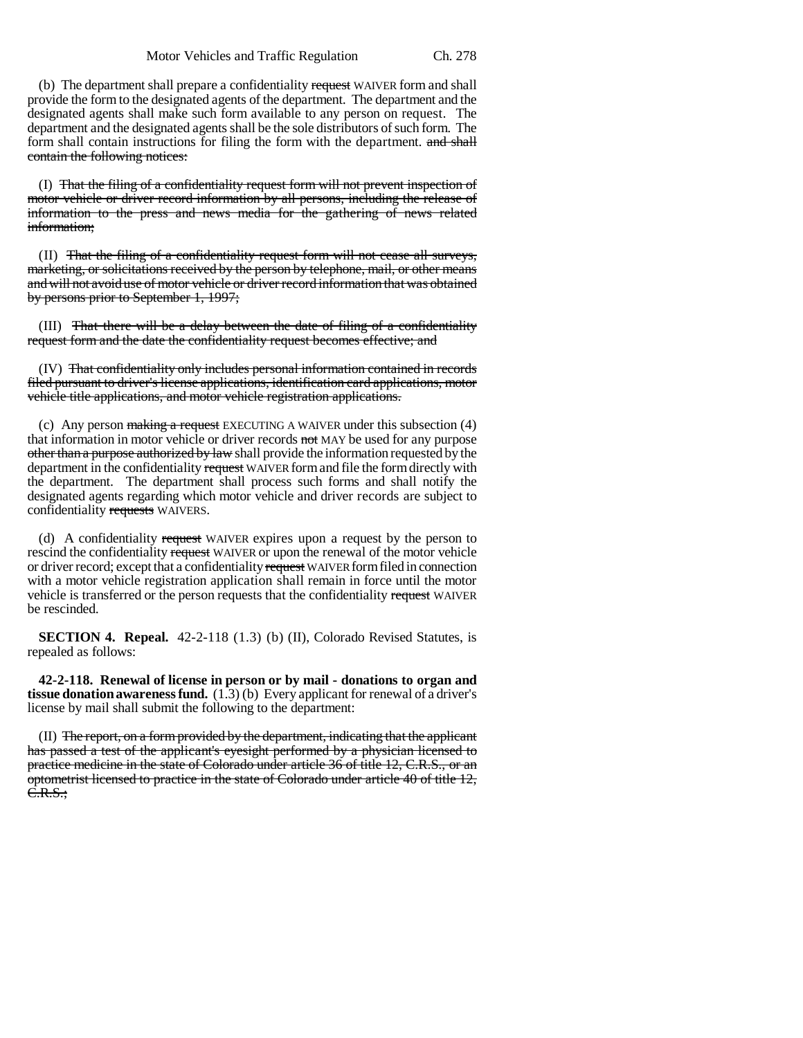(b) The department shall prepare a confidentiality ~~request~~ WAIVER form and shall provide the form to the designated agents of the department. The department and the designated agents shall make such form available to any person on request. The department and the designated agents shall be the sole distributors of such form. The form shall contain instructions for filing the form with the department. ~~and shall contain the following notices:~~

(I) ~~That the filing of a confidentiality request form will not prevent inspection of motor vehicle or driver record information by all persons, including the release of information to the press and news media for the gathering of news related information;~~

(II) ~~That the filing of a confidentiality request form will not cease all surveys, marketing, or solicitations received by the person by telephone, mail, or other means and will not avoid use of motor vehicle or driver record information that was obtained by persons prior to September 1, 1997;~~

(III) ~~That there will be a delay between the date of filing of a confidentiality request form and the date the confidentiality request becomes effective; and~~

(IV) ~~That confidentiality only includes personal information contained in records filed pursuant to driver's license applications, identification card applications, motor vehicle title applications, and motor vehicle registration applications.~~

(c) Any person ~~making a request~~ EXECUTING A WAIVER under this subsection (4) that information in motor vehicle or driver records ~~not~~ MAY be used for any purpose ~~other than a purpose authorized by law~~ shall provide the information requested by the department in the confidentiality ~~request~~ WAIVER form and file the form directly with the department. The department shall process such forms and shall notify the designated agents regarding which motor vehicle and driver records are subject to confidentiality ~~requests~~ WAIVERS.

(d) A confidentiality ~~request~~ WAIVER expires upon a request by the person to rescind the confidentiality ~~request~~ WAIVER or upon the renewal of the motor vehicle or driver record; except that a confidentiality ~~request~~ WAIVER form filed in connection with a motor vehicle registration application shall remain in force until the motor vehicle is transferred or the person requests that the confidentiality ~~request~~ WAIVER be rescinded.

**SECTION 4. Repeal.** 42-2-118 (1.3) (b) (II), Colorado Revised Statutes, is repealed as follows:

**42-2-118. Renewal of license in person or by mail - donations to organ and tissue donation awareness fund.** (1.3) (b) Every applicant for renewal of a driver's license by mail shall submit the following to the department:

(II) ~~The report, on a form provided by the department, indicating that the applicant has passed a test of the applicant's eyesight performed by a physician licensed to practice medicine in the state of Colorado under article 36 of title 12, C.R.S., or an optometrist licensed to practice in the state of Colorado under article 40 of title 12, C.R.S.;~~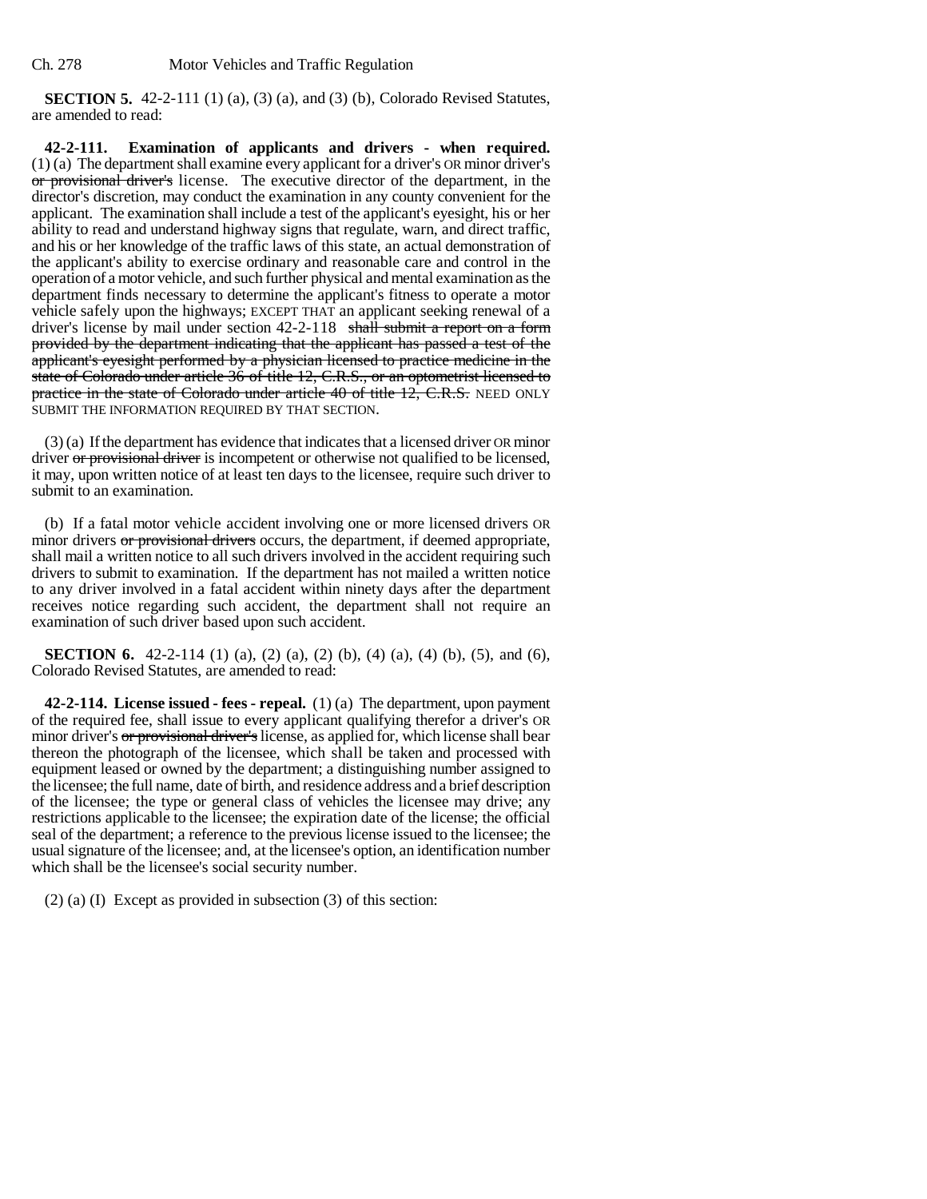**SECTION 5.** 42-2-111 (1) (a), (3) (a), and (3) (b), Colorado Revised Statutes, are amended to read:

**42-2-111. Examination of applicants and drivers - when required.** (1) (a) The department shall examine every applicant for a driver's OR minor driver's ~~or provisional driver's~~ license. The executive director of the department, in the director's discretion, may conduct the examination in any county convenient for the applicant. The examination shall include a test of the applicant's eyesight, his or her ability to read and understand highway signs that regulate, warn, and direct traffic, and his or her knowledge of the traffic laws of this state, an actual demonstration of the applicant's ability to exercise ordinary and reasonable care and control in the operation of a motor vehicle, and such further physical and mental examination as the department finds necessary to determine the applicant's fitness to operate a motor vehicle safely upon the highways; EXCEPT THAT an applicant seeking renewal of a driver's license by mail under section 42-2-118 ~~shall submit a report on a form provided by the department indicating that the applicant has passed a test of the applicant's eyesight performed by a physician licensed to practice medicine in the state of Colorado under article 36 of title 12, C.R.S., or an optometrist licensed to practice in the state of Colorado under article 40 of title 12, C.R.S.~~ NEED ONLY SUBMIT THE INFORMATION REQUIRED BY THAT SECTION.

(3) (a) If the department has evidence that indicates that a licensed driver OR minor driver ~~or provisional driver~~ is incompetent or otherwise not qualified to be licensed, it may, upon written notice of at least ten days to the licensee, require such driver to submit to an examination.

(b) If a fatal motor vehicle accident involving one or more licensed drivers OR minor drivers ~~or provisional drivers~~ occurs, the department, if deemed appropriate, shall mail a written notice to all such drivers involved in the accident requiring such drivers to submit to examination. If the department has not mailed a written notice to any driver involved in a fatal accident within ninety days after the department receives notice regarding such accident, the department shall not require an examination of such driver based upon such accident.

**SECTION 6.** 42-2-114 (1) (a), (2) (a), (2) (b), (4) (a), (4) (b), (5), and (6), Colorado Revised Statutes, are amended to read:

**42-2-114. License issued - fees - repeal.** (1) (a) The department, upon payment of the required fee, shall issue to every applicant qualifying therefor a driver's OR minor driver's ~~or provisional driver's~~ license, as applied for, which license shall bear thereon the photograph of the licensee, which shall be taken and processed with equipment leased or owned by the department; a distinguishing number assigned to the licensee; the full name, date of birth, and residence address and a brief description of the licensee; the type or general class of vehicles the licensee may drive; any restrictions applicable to the licensee; the expiration date of the license; the official seal of the department; a reference to the previous license issued to the licensee; the usual signature of the licensee; and, at the licensee's option, an identification number which shall be the licensee's social security number.

(2) (a) (I) Except as provided in subsection (3) of this section: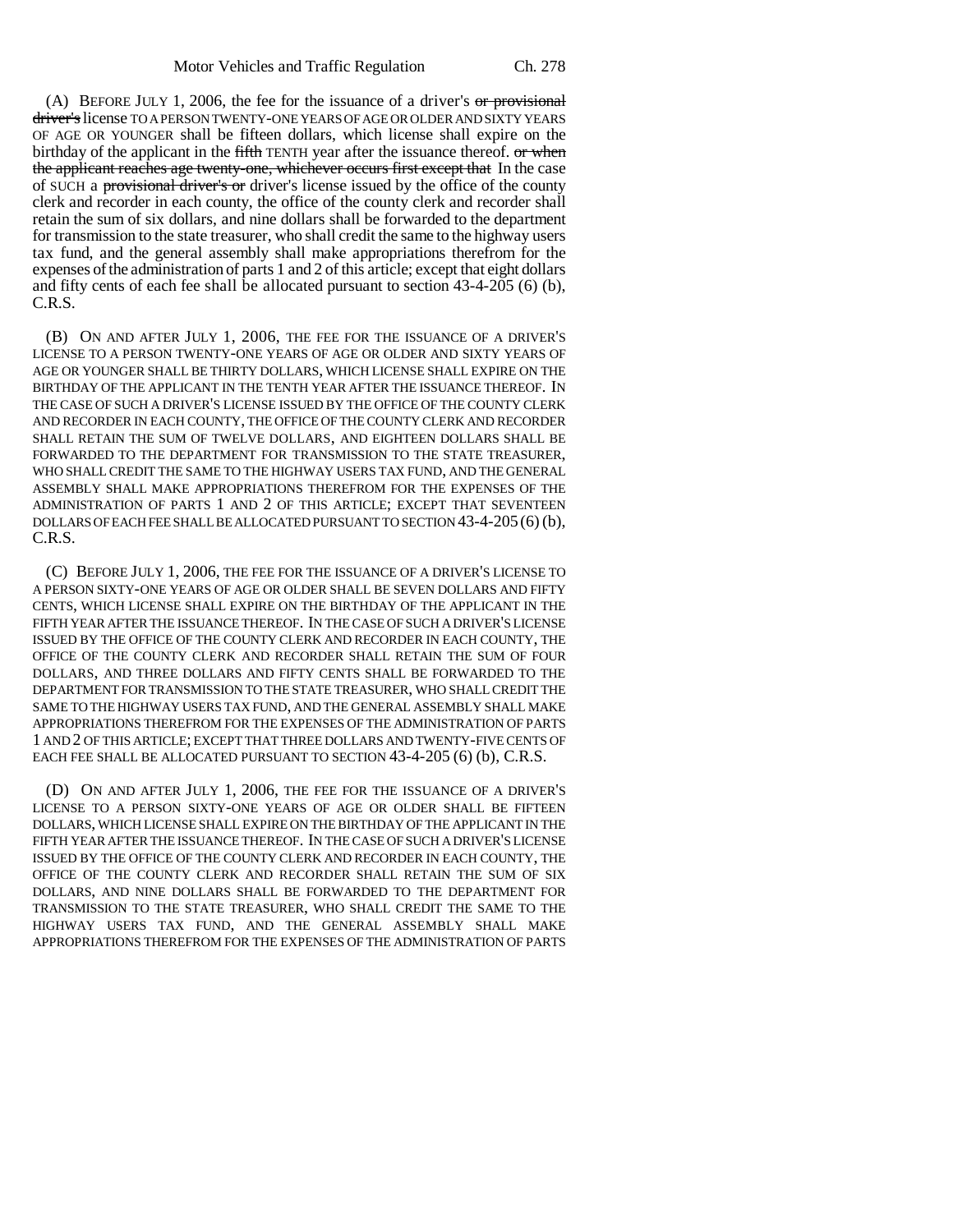(A) BEFORE JULY 1, 2006, the fee for the issuance of a driver's ~~or provisional driver's~~ license TO A PERSON TWENTY-ONE YEARS OF AGE OR OLDER AND SIXTY YEARS OF AGE OR YOUNGER shall be fifteen dollars, which license shall expire on the birthday of the applicant in the ~~fifth~~ TENTH year after the issuance thereof. ~~or when the applicant reaches age twenty-one, whichever occurs first except that~~ In the case of SUCH a ~~provisional driver's or~~ driver's license issued by the office of the county clerk and recorder in each county, the office of the county clerk and recorder shall retain the sum of six dollars, and nine dollars shall be forwarded to the department for transmission to the state treasurer, who shall credit the same to the highway users tax fund, and the general assembly shall make appropriations therefrom for the expenses of the administration of parts 1 and 2 of this article; except that eight dollars and fifty cents of each fee shall be allocated pursuant to section 43-4-205 (6) (b), C.R.S.

(B) ON AND AFTER JULY 1, 2006, THE FEE FOR THE ISSUANCE OF A DRIVER'S LICENSE TO A PERSON TWENTY-ONE YEARS OF AGE OR OLDER AND SIXTY YEARS OF AGE OR YOUNGER SHALL BE THIRTY DOLLARS, WHICH LICENSE SHALL EXPIRE ON THE BIRTHDAY OF THE APPLICANT IN THE TENTH YEAR AFTER THE ISSUANCE THEREOF. IN THE CASE OF SUCH A DRIVER'S LICENSE ISSUED BY THE OFFICE OF THE COUNTY CLERK AND RECORDER IN EACH COUNTY, THE OFFICE OF THE COUNTY CLERK AND RECORDER SHALL RETAIN THE SUM OF TWELVE DOLLARS, AND EIGHTEEN DOLLARS SHALL BE FORWARDED TO THE DEPARTMENT FOR TRANSMISSION TO THE STATE TREASURER, WHO SHALL CREDIT THE SAME TO THE HIGHWAY USERS TAX FUND, AND THE GENERAL ASSEMBLY SHALL MAKE APPROPRIATIONS THEREFROM FOR THE EXPENSES OF THE ADMINISTRATION OF PARTS 1 AND 2 OF THIS ARTICLE; EXCEPT THAT SEVENTEEN DOLLARS OF EACH FEE SHALL BE ALLOCATED PURSUANT TO SECTION 43-4-205 (6) (b), C.R.S.

(C) BEFORE JULY 1, 2006, THE FEE FOR THE ISSUANCE OF A DRIVER'S LICENSE TO A PERSON SIXTY-ONE YEARS OF AGE OR OLDER SHALL BE SEVEN DOLLARS AND FIFTY CENTS, WHICH LICENSE SHALL EXPIRE ON THE BIRTHDAY OF THE APPLICANT IN THE FIFTH YEAR AFTER THE ISSUANCE THEREOF. IN THE CASE OF SUCH A DRIVER'S LICENSE ISSUED BY THE OFFICE OF THE COUNTY CLERK AND RECORDER IN EACH COUNTY, THE OFFICE OF THE COUNTY CLERK AND RECORDER SHALL RETAIN THE SUM OF FOUR DOLLARS, AND THREE DOLLARS AND FIFTY CENTS SHALL BE FORWARDED TO THE DEPARTMENT FOR TRANSMISSION TO THE STATE TREASURER, WHO SHALL CREDIT THE SAME TO THE HIGHWAY USERS TAX FUND, AND THE GENERAL ASSEMBLY SHALL MAKE APPROPRIATIONS THEREFROM FOR THE EXPENSES OF THE ADMINISTRATION OF PARTS 1 AND 2 OF THIS ARTICLE; EXCEPT THAT THREE DOLLARS AND TWENTY-FIVE CENTS OF EACH FEE SHALL BE ALLOCATED PURSUANT TO SECTION 43-4-205 (6) (b), C.R.S.

(D) ON AND AFTER JULY 1, 2006, THE FEE FOR THE ISSUANCE OF A DRIVER'S LICENSE TO A PERSON SIXTY-ONE YEARS OF AGE OR OLDER SHALL BE FIFTEEN DOLLARS, WHICH LICENSE SHALL EXPIRE ON THE BIRTHDAY OF THE APPLICANT IN THE FIFTH YEAR AFTER THE ISSUANCE THEREOF. IN THE CASE OF SUCH A DRIVER'S LICENSE ISSUED BY THE OFFICE OF THE COUNTY CLERK AND RECORDER IN EACH COUNTY, THE OFFICE OF THE COUNTY CLERK AND RECORDER SHALL RETAIN THE SUM OF SIX DOLLARS, AND NINE DOLLARS SHALL BE FORWARDED TO THE DEPARTMENT FOR TRANSMISSION TO THE STATE TREASURER, WHO SHALL CREDIT THE SAME TO THE HIGHWAY USERS TAX FUND, AND THE GENERAL ASSEMBLY SHALL MAKE APPROPRIATIONS THEREFROM FOR THE EXPENSES OF THE ADMINISTRATION OF PARTS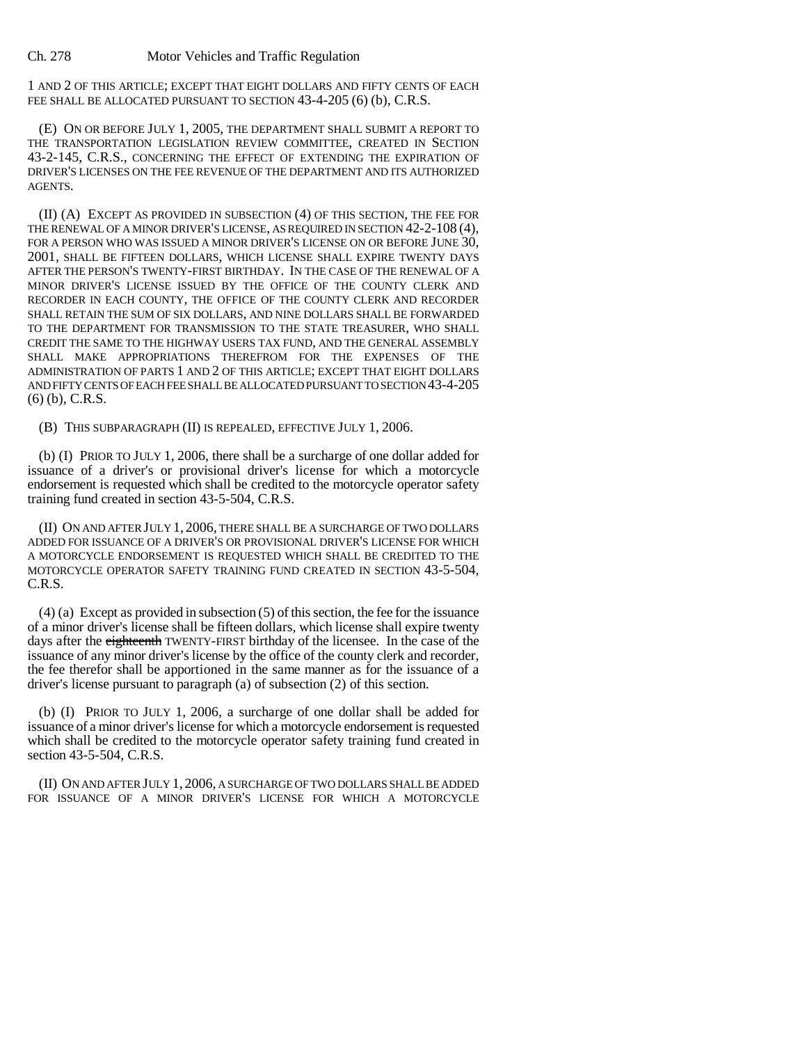1 AND 2 OF THIS ARTICLE; EXCEPT THAT EIGHT DOLLARS AND FIFTY CENTS OF EACH FEE SHALL BE ALLOCATED PURSUANT TO SECTION 43-4-205 (6) (b), C.R.S.

(E) ON OR BEFORE JULY 1, 2005, THE DEPARTMENT SHALL SUBMIT A REPORT TO THE TRANSPORTATION LEGISLATION REVIEW COMMITTEE, CREATED IN SECTION 43-2-145, C.R.S., CONCERNING THE EFFECT OF EXTENDING THE EXPIRATION OF DRIVER'S LICENSES ON THE FEE REVENUE OF THE DEPARTMENT AND ITS AUTHORIZED AGENTS.

(II) (A) EXCEPT AS PROVIDED IN SUBSECTION (4) OF THIS SECTION, THE FEE FOR THE RENEWAL OF A MINOR DRIVER'S LICENSE, AS REQUIRED IN SECTION 42-2-108 (4), FOR A PERSON WHO WAS ISSUED A MINOR DRIVER'S LICENSE ON OR BEFORE JUNE 30, 2001, SHALL BE FIFTEEN DOLLARS, WHICH LICENSE SHALL EXPIRE TWENTY DAYS AFTER THE PERSON'S TWENTY-FIRST BIRTHDAY. IN THE CASE OF THE RENEWAL OF A MINOR DRIVER'S LICENSE ISSUED BY THE OFFICE OF THE COUNTY CLERK AND RECORDER IN EACH COUNTY, THE OFFICE OF THE COUNTY CLERK AND RECORDER SHALL RETAIN THE SUM OF SIX DOLLARS, AND NINE DOLLARS SHALL BE FORWARDED TO THE DEPARTMENT FOR TRANSMISSION TO THE STATE TREASURER, WHO SHALL CREDIT THE SAME TO THE HIGHWAY USERS TAX FUND, AND THE GENERAL ASSEMBLY SHALL MAKE APPROPRIATIONS THEREFROM FOR THE EXPENSES OF THE ADMINISTRATION OF PARTS 1 AND 2 OF THIS ARTICLE; EXCEPT THAT EIGHT DOLLARS AND FIFTY CENTS OF EACH FEE SHALL BE ALLOCATED PURSUANT TO SECTION 43-4-205 (6) (b), C.R.S.

(B) THIS SUBPARAGRAPH (II) IS REPEALED, EFFECTIVE JULY 1, 2006.

(b) (I) PRIOR TO JULY 1, 2006, there shall be a surcharge of one dollar added for issuance of a driver's or provisional driver's license for which a motorcycle endorsement is requested which shall be credited to the motorcycle operator safety training fund created in section 43-5-504, C.R.S.

(II) ON AND AFTER JULY 1, 2006, THERE SHALL BE A SURCHARGE OF TWO DOLLARS ADDED FOR ISSUANCE OF A DRIVER'S OR PROVISIONAL DRIVER'S LICENSE FOR WHICH A MOTORCYCLE ENDORSEMENT IS REQUESTED WHICH SHALL BE CREDITED TO THE MOTORCYCLE OPERATOR SAFETY TRAINING FUND CREATED IN SECTION 43-5-504, C.R.S.

(4) (a) Except as provided in subsection (5) of this section, the fee for the issuance of a minor driver's license shall be fifteen dollars, which license shall expire twenty days after the ~~eighteenth~~ TWENTY-FIRST birthday of the licensee. In the case of the issuance of any minor driver's license by the office of the county clerk and recorder, the fee therefor shall be apportioned in the same manner as for the issuance of a driver's license pursuant to paragraph (a) of subsection (2) of this section.

(b) (I) PRIOR TO JULY 1, 2006, a surcharge of one dollar shall be added for issuance of a minor driver's license for which a motorcycle endorsement is requested which shall be credited to the motorcycle operator safety training fund created in section 43-5-504, C.R.S.

(II) ON AND AFTER JULY 1, 2006, A SURCHARGE OF TWO DOLLARS SHALL BE ADDED FOR ISSUANCE OF A MINOR DRIVER'S LICENSE FOR WHICH A MOTORCYCLE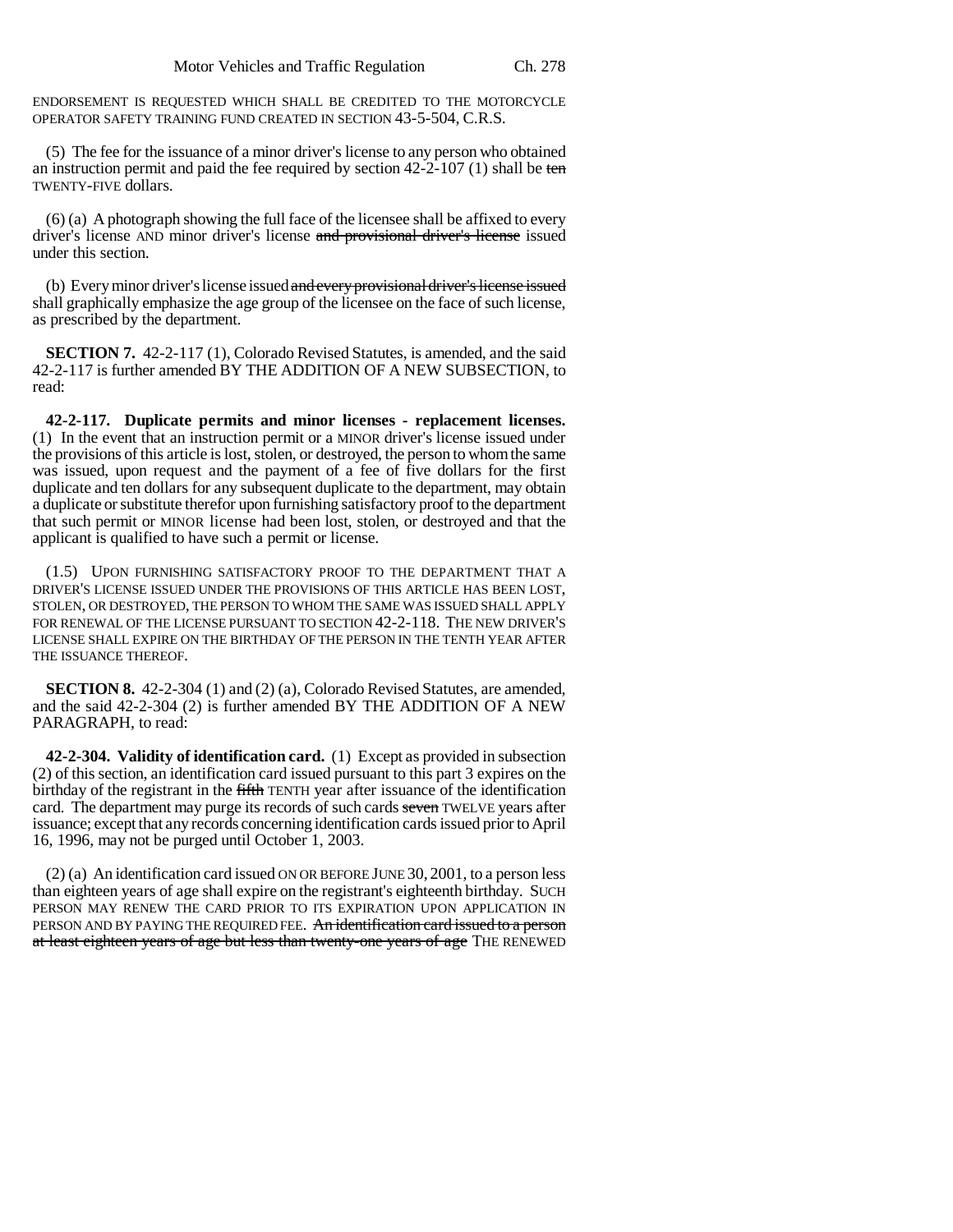ENDORSEMENT IS REQUESTED WHICH SHALL BE CREDITED TO THE MOTORCYCLE OPERATOR SAFETY TRAINING FUND CREATED IN SECTION 43-5-504, C.R.S.

(5) The fee for the issuance of a minor driver's license to any person who obtained an instruction permit and paid the fee required by section 42-2-107 (1) shall be ~~ten~~ TWENTY-FIVE dollars.

(6) (a) A photograph showing the full face of the licensee shall be affixed to every driver's license AND minor driver's license ~~and provisional driver's license~~ issued under this section.

(b) Every minor driver's license issued ~~and every provisional driver's license issued~~ shall graphically emphasize the age group of the licensee on the face of such license, as prescribed by the department.

**SECTION 7.** 42-2-117 (1), Colorado Revised Statutes, is amended, and the said 42-2-117 is further amended BY THE ADDITION OF A NEW SUBSECTION, to read:

**42-2-117. Duplicate permits and minor licenses - replacement licenses.** (1) In the event that an instruction permit or a MINOR driver's license issued under the provisions of this article is lost, stolen, or destroyed, the person to whom the same was issued, upon request and the payment of a fee of five dollars for the first duplicate and ten dollars for any subsequent duplicate to the department, may obtain a duplicate or substitute therefor upon furnishing satisfactory proof to the department that such permit or MINOR license had been lost, stolen, or destroyed and that the applicant is qualified to have such a permit or license.

(1.5) UPON FURNISHING SATISFACTORY PROOF TO THE DEPARTMENT THAT A DRIVER'S LICENSE ISSUED UNDER THE PROVISIONS OF THIS ARTICLE HAS BEEN LOST, STOLEN, OR DESTROYED, THE PERSON TO WHOM THE SAME WAS ISSUED SHALL APPLY FOR RENEWAL OF THE LICENSE PURSUANT TO SECTION 42-2-118. THE NEW DRIVER'S LICENSE SHALL EXPIRE ON THE BIRTHDAY OF THE PERSON IN THE TENTH YEAR AFTER THE ISSUANCE THEREOF.

**SECTION 8.** 42-2-304 (1) and (2) (a), Colorado Revised Statutes, are amended, and the said 42-2-304 (2) is further amended BY THE ADDITION OF A NEW PARAGRAPH, to read:

**42-2-304. Validity of identification card.** (1) Except as provided in subsection (2) of this section, an identification card issued pursuant to this part 3 expires on the birthday of the registrant in the ~~fifth~~ TENTH year after issuance of the identification card. The department may purge its records of such cards ~~seven~~ TWELVE years after issuance; except that any records concerning identification cards issued prior to April 16, 1996, may not be purged until October 1, 2003.

(2) (a) An identification card issued ON OR BEFORE JUNE 30, 2001, to a person less than eighteen years of age shall expire on the registrant's eighteenth birthday. SUCH PERSON MAY RENEW THE CARD PRIOR TO ITS EXPIRATION UPON APPLICATION IN PERSON AND BY PAYING THE REQUIRED FEE. ~~An identification card issued to a person at least eighteen years of age but less than twenty-one years of age~~ THE RENEWED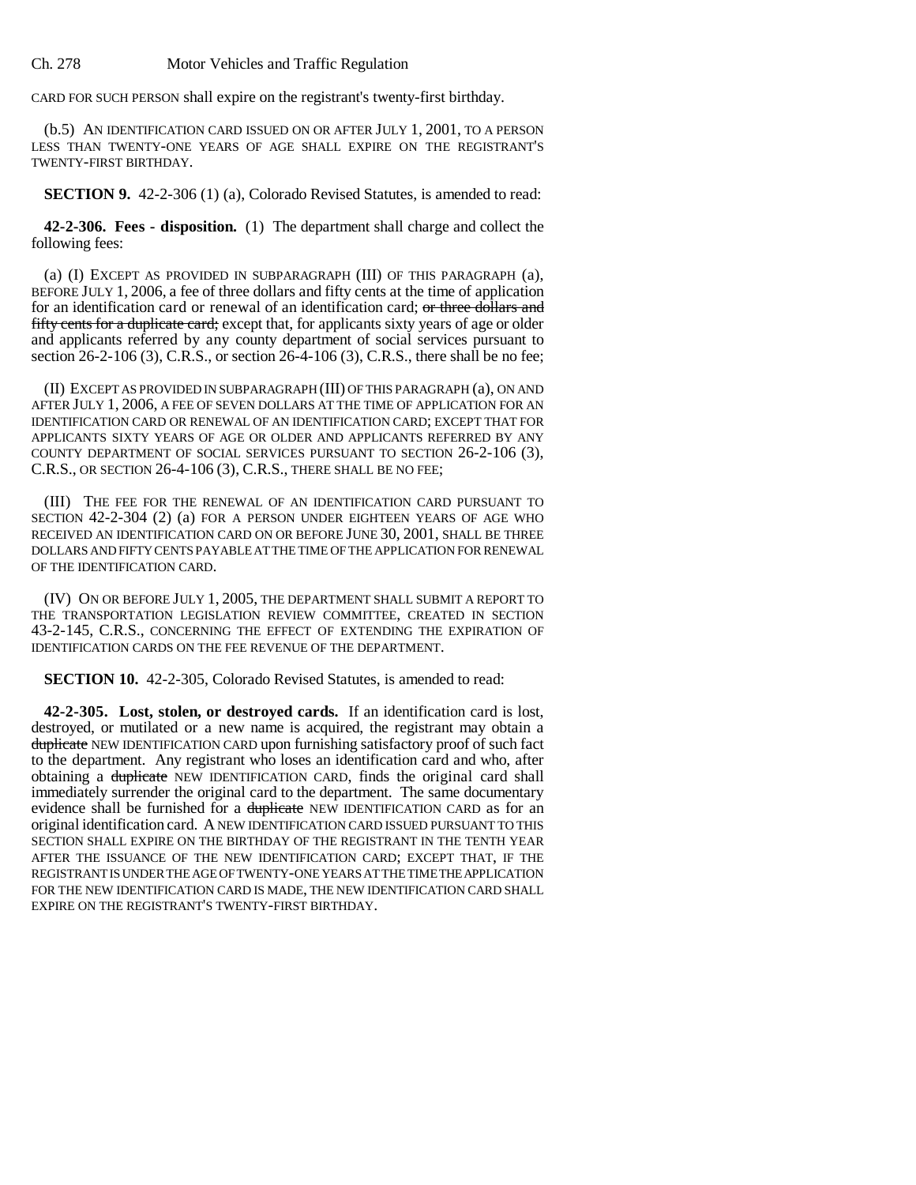CARD FOR SUCH PERSON shall expire on the registrant's twenty-first birthday.

(b.5) AN IDENTIFICATION CARD ISSUED ON OR AFTER JULY 1, 2001, TO A PERSON LESS THAN TWENTY-ONE YEARS OF AGE SHALL EXPIRE ON THE REGISTRANT'S TWENTY-FIRST BIRTHDAY.

**SECTION 9.** 42-2-306 (1) (a), Colorado Revised Statutes, is amended to read:

**42-2-306. Fees - disposition.** (1) The department shall charge and collect the following fees:

(a) (I) EXCEPT AS PROVIDED IN SUBPARAGRAPH (III) OF THIS PARAGRAPH (a), BEFORE JULY 1, 2006, a fee of three dollars and fifty cents at the time of application for an identification card or renewal of an identification card; ~~or three dollars and fifty cents for a duplicate card;~~ except that, for applicants sixty years of age or older and applicants referred by any county department of social services pursuant to section 26-2-106 (3), C.R.S., or section 26-4-106 (3), C.R.S., there shall be no fee;

(II) EXCEPT AS PROVIDED IN SUBPARAGRAPH (III) OF THIS PARAGRAPH (a), ON AND AFTER JULY 1, 2006, A FEE OF SEVEN DOLLARS AT THE TIME OF APPLICATION FOR AN IDENTIFICATION CARD OR RENEWAL OF AN IDENTIFICATION CARD; EXCEPT THAT FOR APPLICANTS SIXTY YEARS OF AGE OR OLDER AND APPLICANTS REFERRED BY ANY COUNTY DEPARTMENT OF SOCIAL SERVICES PURSUANT TO SECTION 26-2-106 (3), C.R.S., OR SECTION 26-4-106 (3), C.R.S., THERE SHALL BE NO FEE;

(III) THE FEE FOR THE RENEWAL OF AN IDENTIFICATION CARD PURSUANT TO SECTION 42-2-304 (2) (a) FOR A PERSON UNDER EIGHTEEN YEARS OF AGE WHO RECEIVED AN IDENTIFICATION CARD ON OR BEFORE JUNE 30, 2001, SHALL BE THREE DOLLARS AND FIFTY CENTS PAYABLE AT THE TIME OF THE APPLICATION FOR RENEWAL OF THE IDENTIFICATION CARD.

(IV) ON OR BEFORE JULY 1, 2005, THE DEPARTMENT SHALL SUBMIT A REPORT TO THE TRANSPORTATION LEGISLATION REVIEW COMMITTEE, CREATED IN SECTION 43-2-145, C.R.S., CONCERNING THE EFFECT OF EXTENDING THE EXPIRATION OF IDENTIFICATION CARDS ON THE FEE REVENUE OF THE DEPARTMENT.

**SECTION 10.** 42-2-305, Colorado Revised Statutes, is amended to read:

**42-2-305. Lost, stolen, or destroyed cards.** If an identification card is lost, destroyed, or mutilated or a new name is acquired, the registrant may obtain a ~~duplicate~~ NEW IDENTIFICATION CARD upon furnishing satisfactory proof of such fact to the department. Any registrant who loses an identification card and who, after obtaining a ~~duplicate~~ NEW IDENTIFICATION CARD, finds the original card shall immediately surrender the original card to the department. The same documentary evidence shall be furnished for a ~~duplicate~~ NEW IDENTIFICATION CARD as for an original identification card. A NEW IDENTIFICATION CARD ISSUED PURSUANT TO THIS SECTION SHALL EXPIRE ON THE BIRTHDAY OF THE REGISTRANT IN THE TENTH YEAR AFTER THE ISSUANCE OF THE NEW IDENTIFICATION CARD; EXCEPT THAT, IF THE REGISTRANT IS UNDER THE AGE OF TWENTY-ONE YEARS AT THE TIME THE APPLICATION FOR THE NEW IDENTIFICATION CARD IS MADE, THE NEW IDENTIFICATION CARD SHALL EXPIRE ON THE REGISTRANT'S TWENTY-FIRST BIRTHDAY.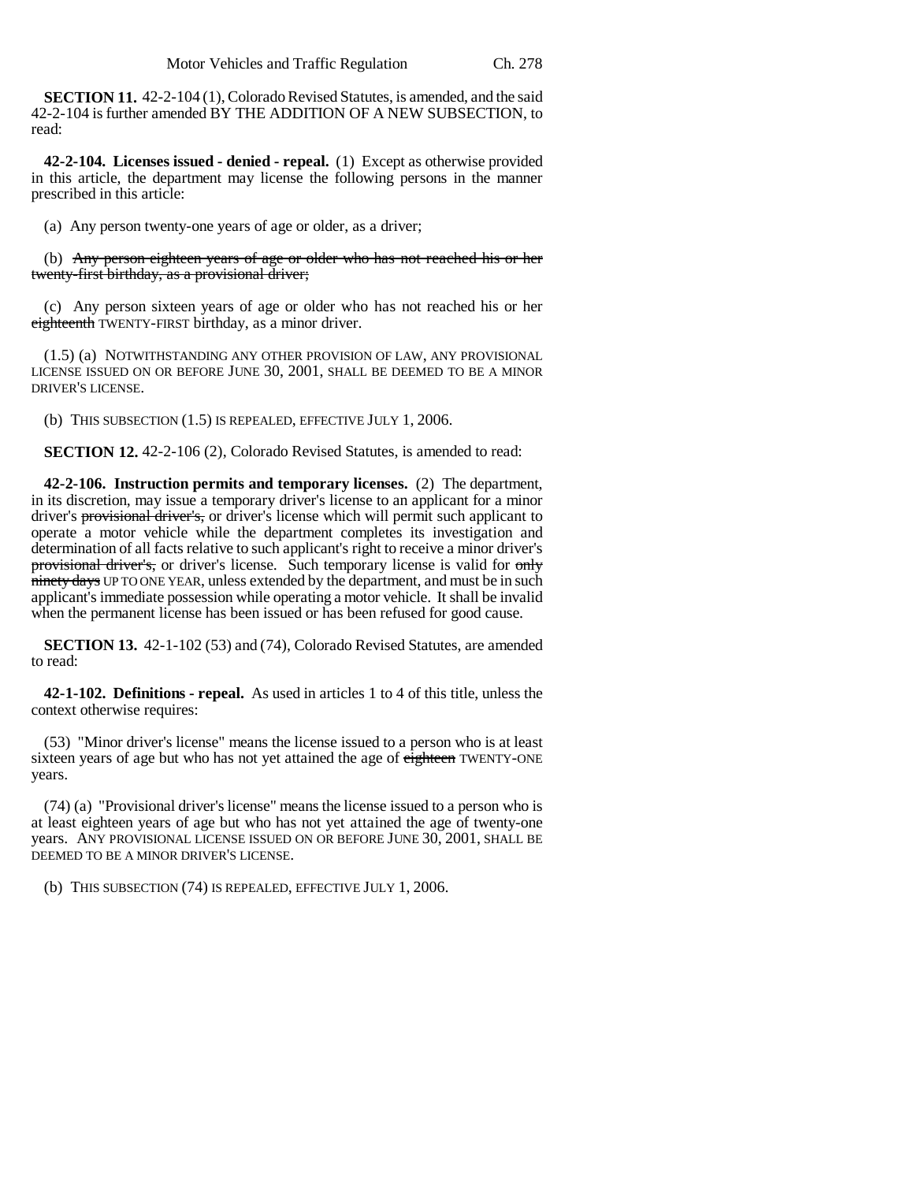**SECTION 11.** 42-2-104 (1), Colorado Revised Statutes, is amended, and the said 42-2-104 is further amended BY THE ADDITION OF A NEW SUBSECTION, to read:

**42-2-104. Licenses issued - denied - repeal.** (1) Except as otherwise provided in this article, the department may license the following persons in the manner prescribed in this article:

(a) Any person twenty-one years of age or older, as a driver;

(b) ~~Any person eighteen years of age or older who has not reached his or her twenty-first birthday, as a provisional driver;~~

(c) Any person sixteen years of age or older who has not reached his or her ~~eighteenth~~ TWENTY-FIRST birthday, as a minor driver.

(1.5) (a) NOTWITHSTANDING ANY OTHER PROVISION OF LAW, ANY PROVISIONAL LICENSE ISSUED ON OR BEFORE JUNE 30, 2001, SHALL BE DEEMED TO BE A MINOR DRIVER'S LICENSE.

(b) THIS SUBSECTION (1.5) IS REPEALED, EFFECTIVE JULY 1, 2006.

**SECTION 12.** 42-2-106 (2), Colorado Revised Statutes, is amended to read:

**42-2-106. Instruction permits and temporary licenses.** (2) The department, in its discretion, may issue a temporary driver's license to an applicant for a minor driver's ~~provisional driver's,~~ or driver's license which will permit such applicant to operate a motor vehicle while the department completes its investigation and determination of all facts relative to such applicant's right to receive a minor driver's ~~provisional driver's,~~ or driver's license. Such temporary license is valid for ~~only ninety days~~ UP TO ONE YEAR, unless extended by the department, and must be in such applicant's immediate possession while operating a motor vehicle. It shall be invalid when the permanent license has been issued or has been refused for good cause.

**SECTION 13.** 42-1-102 (53) and (74), Colorado Revised Statutes, are amended to read:

**42-1-102. Definitions - repeal.** As used in articles 1 to 4 of this title, unless the context otherwise requires:

(53) "Minor driver's license" means the license issued to a person who is at least sixteen years of age but who has not yet attained the age of ~~eighteen~~ TWENTY-ONE years.

(74) (a) "Provisional driver's license" means the license issued to a person who is at least eighteen years of age but who has not yet attained the age of twenty-one years. ANY PROVISIONAL LICENSE ISSUED ON OR BEFORE JUNE 30, 2001, SHALL BE DEEMED TO BE A MINOR DRIVER'S LICENSE.

(b) THIS SUBSECTION (74) IS REPEALED, EFFECTIVE JULY 1, 2006.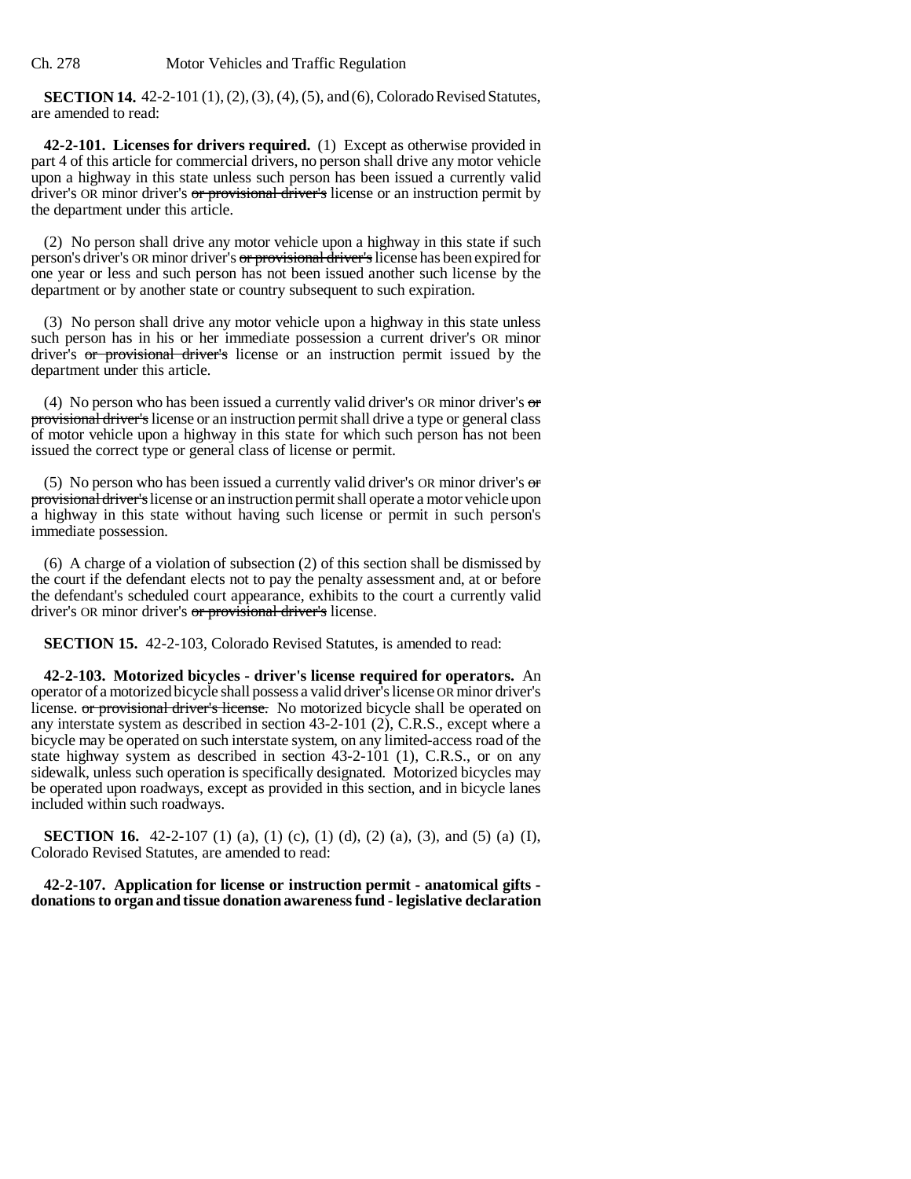**SECTION 14.** 42-2-101 (1), (2), (3), (4), (5), and (6), Colorado Revised Statutes, are amended to read:

**42-2-101. Licenses for drivers required.** (1) Except as otherwise provided in part 4 of this article for commercial drivers, no person shall drive any motor vehicle upon a highway in this state unless such person has been issued a currently valid driver's OR minor driver's ~~or provisional driver's~~ license or an instruction permit by the department under this article.

(2) No person shall drive any motor vehicle upon a highway in this state if such person's driver's OR minor driver's ~~or provisional driver's~~ license has been expired for one year or less and such person has not been issued another such license by the department or by another state or country subsequent to such expiration.

(3) No person shall drive any motor vehicle upon a highway in this state unless such person has in his or her immediate possession a current driver's OR minor driver's ~~or provisional driver's~~ license or an instruction permit issued by the department under this article.

(4) No person who has been issued a currently valid driver's OR minor driver's ~~or provisional driver's~~ license or an instruction permit shall drive a type or general class of motor vehicle upon a highway in this state for which such person has not been issued the correct type or general class of license or permit.

(5) No person who has been issued a currently valid driver's OR minor driver's ~~or provisional driver's~~ license or an instruction permit shall operate a motor vehicle upon a highway in this state without having such license or permit in such person's immediate possession.

(6) A charge of a violation of subsection (2) of this section shall be dismissed by the court if the defendant elects not to pay the penalty assessment and, at or before the defendant's scheduled court appearance, exhibits to the court a currently valid driver's OR minor driver's ~~or provisional driver's~~ license.

**SECTION 15.** 42-2-103, Colorado Revised Statutes, is amended to read:

**42-2-103. Motorized bicycles - driver's license required for operators.** An operator of a motorized bicycle shall possess a valid driver's license OR minor driver's license. ~~or provisional driver's license.~~ No motorized bicycle shall be operated on any interstate system as described in section 43-2-101 (2), C.R.S., except where a bicycle may be operated on such interstate system, on any limited-access road of the state highway system as described in section 43-2-101 (1), C.R.S., or on any sidewalk, unless such operation is specifically designated. Motorized bicycles may be operated upon roadways, except as provided in this section, and in bicycle lanes included within such roadways.

**SECTION 16.** 42-2-107 (1) (a), (1) (c), (1) (d), (2) (a), (3), and (5) (a) (I), Colorado Revised Statutes, are amended to read:

**42-2-107. Application for license or instruction permit - anatomical gifts - donations to organ and tissue donation awareness fund - legislative declaration**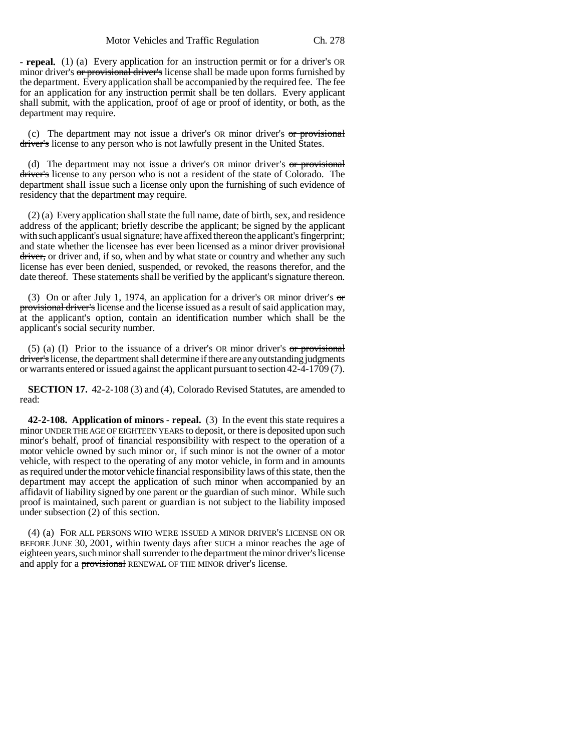**- repeal.** (1) (a) Every application for an instruction permit or for a driver's OR minor driver's ~~or provisional driver's~~ license shall be made upon forms furnished by the department. Every application shall be accompanied by the required fee. The fee for an application for any instruction permit shall be ten dollars. Every applicant shall submit, with the application, proof of age or proof of identity, or both, as the department may require.

(c) The department may not issue a driver's OR minor driver's ~~or provisional driver's~~ license to any person who is not lawfully present in the United States.

(d) The department may not issue a driver's OR minor driver's ~~or provisional driver's~~ license to any person who is not a resident of the state of Colorado. The department shall issue such a license only upon the furnishing of such evidence of residency that the department may require.

(2) (a) Every application shall state the full name, date of birth, sex, and residence address of the applicant; briefly describe the applicant; be signed by the applicant with such applicant's usual signature; have affixed thereon the applicant's fingerprint; and state whether the licensee has ever been licensed as a minor driver ~~provisional driver,~~ or driver and, if so, when and by what state or country and whether any such license has ever been denied, suspended, or revoked, the reasons therefor, and the date thereof. These statements shall be verified by the applicant's signature thereon.

(3) On or after July 1, 1974, an application for a driver's OR minor driver's ~~or provisional driver's~~ license and the license issued as a result of said application may, at the applicant's option, contain an identification number which shall be the applicant's social security number.

(5) (a) (I) Prior to the issuance of a driver's OR minor driver's ~~or provisional driver's~~ license, the department shall determine if there are any outstanding judgments or warrants entered or issued against the applicant pursuant to section 42-4-1709 (7).

**SECTION 17.** 42-2-108 (3) and (4), Colorado Revised Statutes, are amended to read:

**42-2-108. Application of minors - repeal.** (3) In the event this state requires a minor UNDER THE AGE OF EIGHTEEN YEARS to deposit, or there is deposited upon such minor's behalf, proof of financial responsibility with respect to the operation of a motor vehicle owned by such minor or, if such minor is not the owner of a motor vehicle, with respect to the operating of any motor vehicle, in form and in amounts as required under the motor vehicle financial responsibility laws of this state, then the department may accept the application of such minor when accompanied by an affidavit of liability signed by one parent or the guardian of such minor. While such proof is maintained, such parent or guardian is not subject to the liability imposed under subsection (2) of this section.

(4) (a) FOR ALL PERSONS WHO WERE ISSUED A MINOR DRIVER'S LICENSE ON OR BEFORE JUNE 30, 2001, within twenty days after SUCH a minor reaches the age of eighteen years, such minor shall surrender to the department the minor driver's license and apply for a ~~provisional~~ RENEWAL OF THE MINOR driver's license.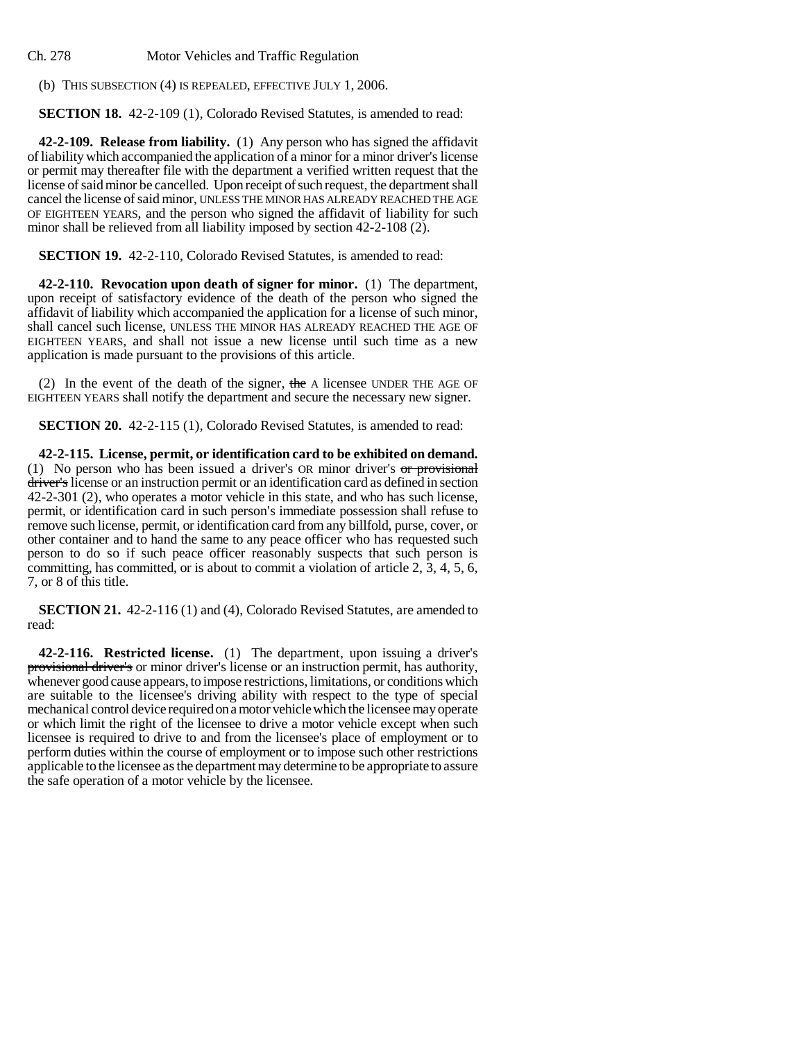(b) THIS SUBSECTION (4) IS REPEALED, EFFECTIVE JULY 1, 2006.

**SECTION 18.** 42-2-109 (1), Colorado Revised Statutes, is amended to read:

**42-2-109. Release from liability.** (1) Any person who has signed the affidavit of liability which accompanied the application of a minor for a minor driver's license or permit may thereafter file with the department a verified written request that the license of said minor be cancelled. Upon receipt of such request, the department shall cancel the license of said minor, UNLESS THE MINOR HAS ALREADY REACHED THE AGE OF EIGHTEEN YEARS, and the person who signed the affidavit of liability for such minor shall be relieved from all liability imposed by section 42-2-108 (2).

**SECTION 19.** 42-2-110, Colorado Revised Statutes, is amended to read:

**42-2-110. Revocation upon death of signer for minor.** (1) The department, upon receipt of satisfactory evidence of the death of the person who signed the affidavit of liability which accompanied the application for a license of such minor, shall cancel such license, UNLESS THE MINOR HAS ALREADY REACHED THE AGE OF EIGHTEEN YEARS, and shall not issue a new license until such time as a new application is made pursuant to the provisions of this article.

(2) In the event of the death of the signer, ~~the~~ A licensee UNDER THE AGE OF EIGHTEEN YEARS shall notify the department and secure the necessary new signer.

**SECTION 20.** 42-2-115 (1), Colorado Revised Statutes, is amended to read:

**42-2-115. License, permit, or identification card to be exhibited on demand.** (1) No person who has been issued a driver's OR minor driver's ~~or provisional driver's~~ license or an instruction permit or an identification card as defined in section 42-2-301 (2), who operates a motor vehicle in this state, and who has such license, permit, or identification card in such person's immediate possession shall refuse to remove such license, permit, or identification card from any billfold, purse, cover, or other container and to hand the same to any peace officer who has requested such person to do so if such peace officer reasonably suspects that such person is committing, has committed, or is about to commit a violation of article 2, 3, 4, 5, 6, 7, or 8 of this title.

**SECTION 21.** 42-2-116 (1) and (4), Colorado Revised Statutes, are amended to read:

**42-2-116. Restricted license.** (1) The department, upon issuing a driver's ~~provisional driver's~~ or minor driver's license or an instruction permit, has authority, whenever good cause appears, to impose restrictions, limitations, or conditions which are suitable to the licensee's driving ability with respect to the type of special mechanical control device required on a motor vehicle which the licensee may operate or which limit the right of the licensee to drive a motor vehicle except when such licensee is required to drive to and from the licensee's place of employment or to perform duties within the course of employment or to impose such other restrictions applicable to the licensee as the department may determine to be appropriate to assure the safe operation of a motor vehicle by the licensee.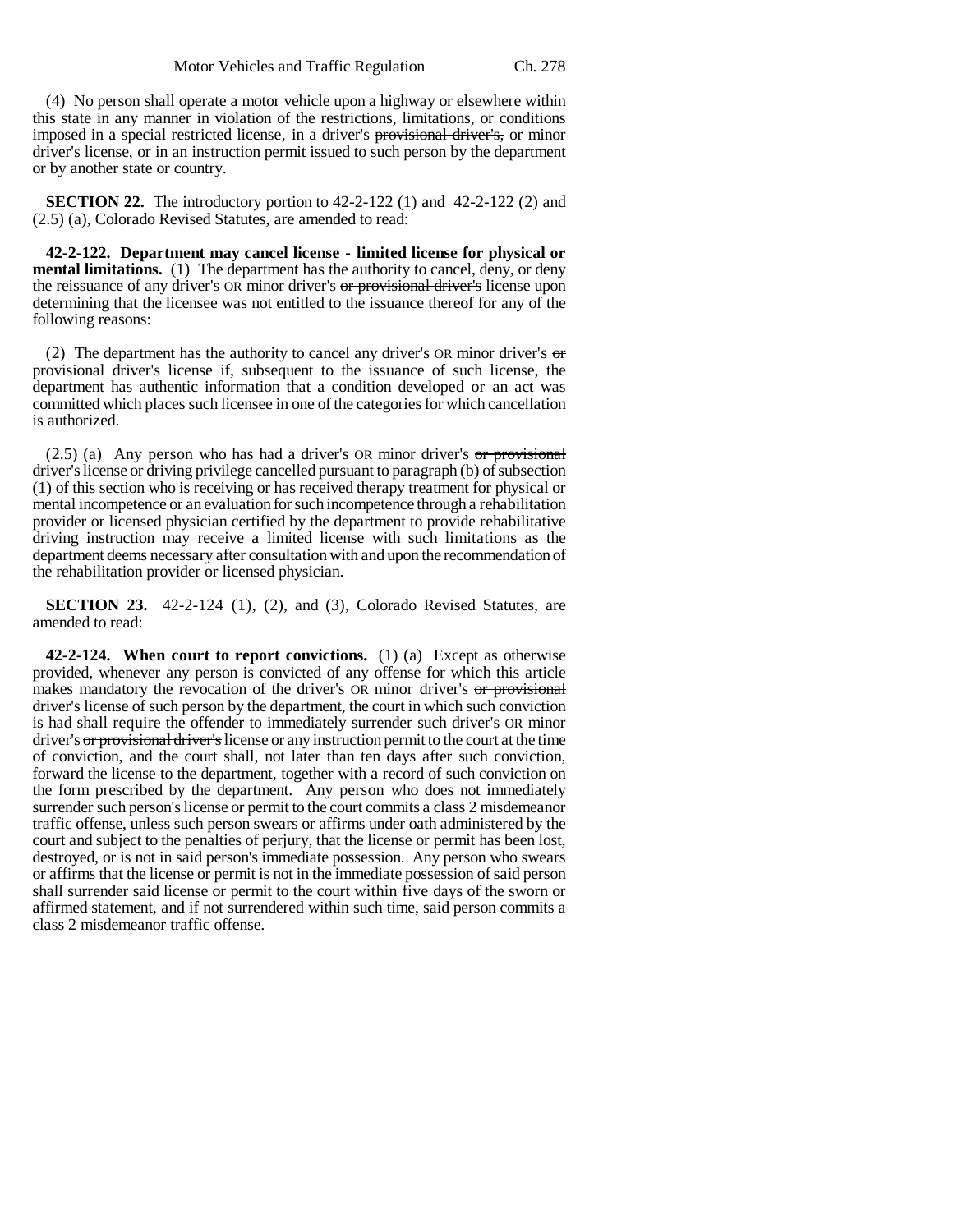(4) No person shall operate a motor vehicle upon a highway or elsewhere within this state in any manner in violation of the restrictions, limitations, or conditions imposed in a special restricted license, in a driver's ~~provisional driver's,~~ or minor driver's license, or in an instruction permit issued to such person by the department or by another state or country.

**SECTION 22.** The introductory portion to 42-2-122 (1) and 42-2-122 (2) and (2.5) (a), Colorado Revised Statutes, are amended to read:

**42-2-122. Department may cancel license - limited license for physical or mental limitations.** (1) The department has the authority to cancel, deny, or deny the reissuance of any driver's OR minor driver's ~~or provisional driver's~~ license upon determining that the licensee was not entitled to the issuance thereof for any of the following reasons:

(2) The department has the authority to cancel any driver's OR minor driver's ~~or provisional driver's~~ license if, subsequent to the issuance of such license, the department has authentic information that a condition developed or an act was committed which places such licensee in one of the categories for which cancellation is authorized.

(2.5) (a) Any person who has had a driver's OR minor driver's ~~or provisional driver's~~ license or driving privilege cancelled pursuant to paragraph (b) of subsection (1) of this section who is receiving or has received therapy treatment for physical or mental incompetence or an evaluation for such incompetence through a rehabilitation provider or licensed physician certified by the department to provide rehabilitative driving instruction may receive a limited license with such limitations as the department deems necessary after consultation with and upon the recommendation of the rehabilitation provider or licensed physician.

**SECTION 23.** 42-2-124 (1), (2), and (3), Colorado Revised Statutes, are amended to read:

**42-2-124. When court to report convictions.** (1) (a) Except as otherwise provided, whenever any person is convicted of any offense for which this article makes mandatory the revocation of the driver's OR minor driver's ~~or provisional driver's~~ license of such person by the department, the court in which such conviction is had shall require the offender to immediately surrender such driver's OR minor driver's ~~or provisional driver's~~ license or any instruction permit to the court at the time of conviction, and the court shall, not later than ten days after such conviction, forward the license to the department, together with a record of such conviction on the form prescribed by the department. Any person who does not immediately surrender such person's license or permit to the court commits a class 2 misdemeanor traffic offense, unless such person swears or affirms under oath administered by the court and subject to the penalties of perjury, that the license or permit has been lost, destroyed, or is not in said person's immediate possession. Any person who swears or affirms that the license or permit is not in the immediate possession of said person shall surrender said license or permit to the court within five days of the sworn or affirmed statement, and if not surrendered within such time, said person commits a class 2 misdemeanor traffic offense.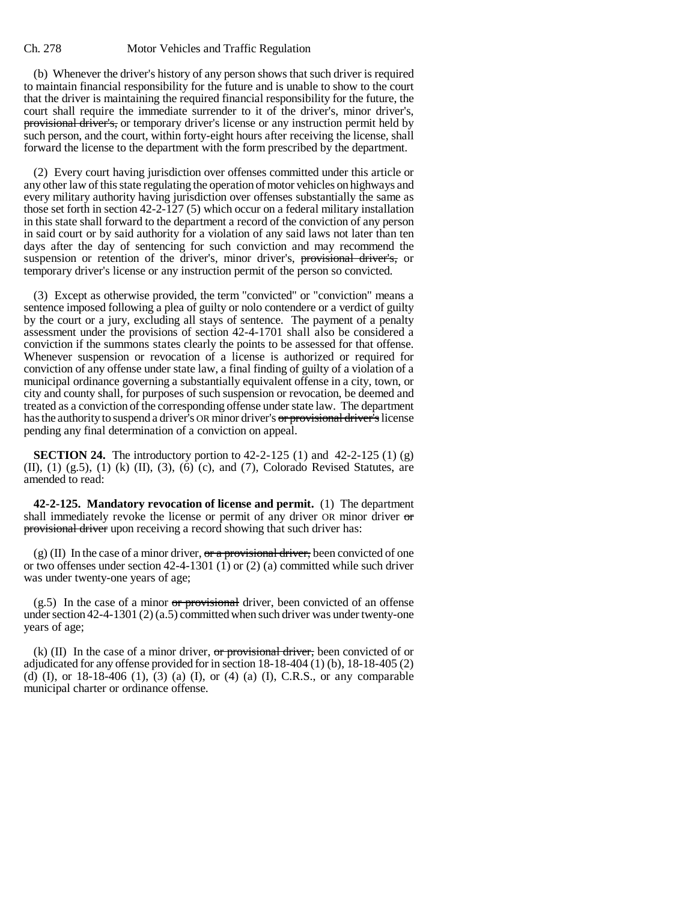(b) Whenever the driver's history of any person shows that such driver is required to maintain financial responsibility for the future and is unable to show to the court that the driver is maintaining the required financial responsibility for the future, the court shall require the immediate surrender to it of the driver's, minor driver's, ~~provisional driver's,~~ or temporary driver's license or any instruction permit held by such person, and the court, within forty-eight hours after receiving the license, shall forward the license to the department with the form prescribed by the department.

(2) Every court having jurisdiction over offenses committed under this article or any other law of this state regulating the operation of motor vehicles on highways and every military authority having jurisdiction over offenses substantially the same as those set forth in section 42-2-127 (5) which occur on a federal military installation in this state shall forward to the department a record of the conviction of any person in said court or by said authority for a violation of any said laws not later than ten days after the day of sentencing for such conviction and may recommend the suspension or retention of the driver's, minor driver's, ~~provisional driver's,~~ or temporary driver's license or any instruction permit of the person so convicted.

(3) Except as otherwise provided, the term "convicted" or "conviction" means a sentence imposed following a plea of guilty or nolo contendere or a verdict of guilty by the court or a jury, excluding all stays of sentence. The payment of a penalty assessment under the provisions of section 42-4-1701 shall also be considered a conviction if the summons states clearly the points to be assessed for that offense. Whenever suspension or revocation of a license is authorized or required for conviction of any offense under state law, a final finding of guilty of a violation of a municipal ordinance governing a substantially equivalent offense in a city, town, or city and county shall, for purposes of such suspension or revocation, be deemed and treated as a conviction of the corresponding offense under state law. The department has the authority to suspend a driver's OR minor driver's ~~or provisional driver's~~ license pending any final determination of a conviction on appeal.

**SECTION 24.** The introductory portion to 42-2-125 (1) and 42-2-125 (1) (g) (II), (1) (g.5), (1) (k) (II), (3), (6) (c), and (7), Colorado Revised Statutes, are amended to read:

**42-2-125. Mandatory revocation of license and permit.** (1) The department shall immediately revoke the license or permit of any driver OR minor driver ~~or provisional driver~~ upon receiving a record showing that such driver has:

(g) (II) In the case of a minor driver, ~~or a provisional driver,~~ been convicted of one or two offenses under section 42-4-1301 (1) or (2) (a) committed while such driver was under twenty-one years of age;

(g.5) In the case of a minor ~~or provisional~~ driver, been convicted of an offense under section 42-4-1301 (2) (a.5) committed when such driver was under twenty-one years of age;

(k) (II) In the case of a minor driver, ~~or provisional driver,~~ been convicted of or adjudicated for any offense provided for in section 18-18-404 (1) (b), 18-18-405 (2) (d) (I), or 18-18-406 (1), (3) (a) (I), or (4) (a) (I), C.R.S., or any comparable municipal charter or ordinance offense.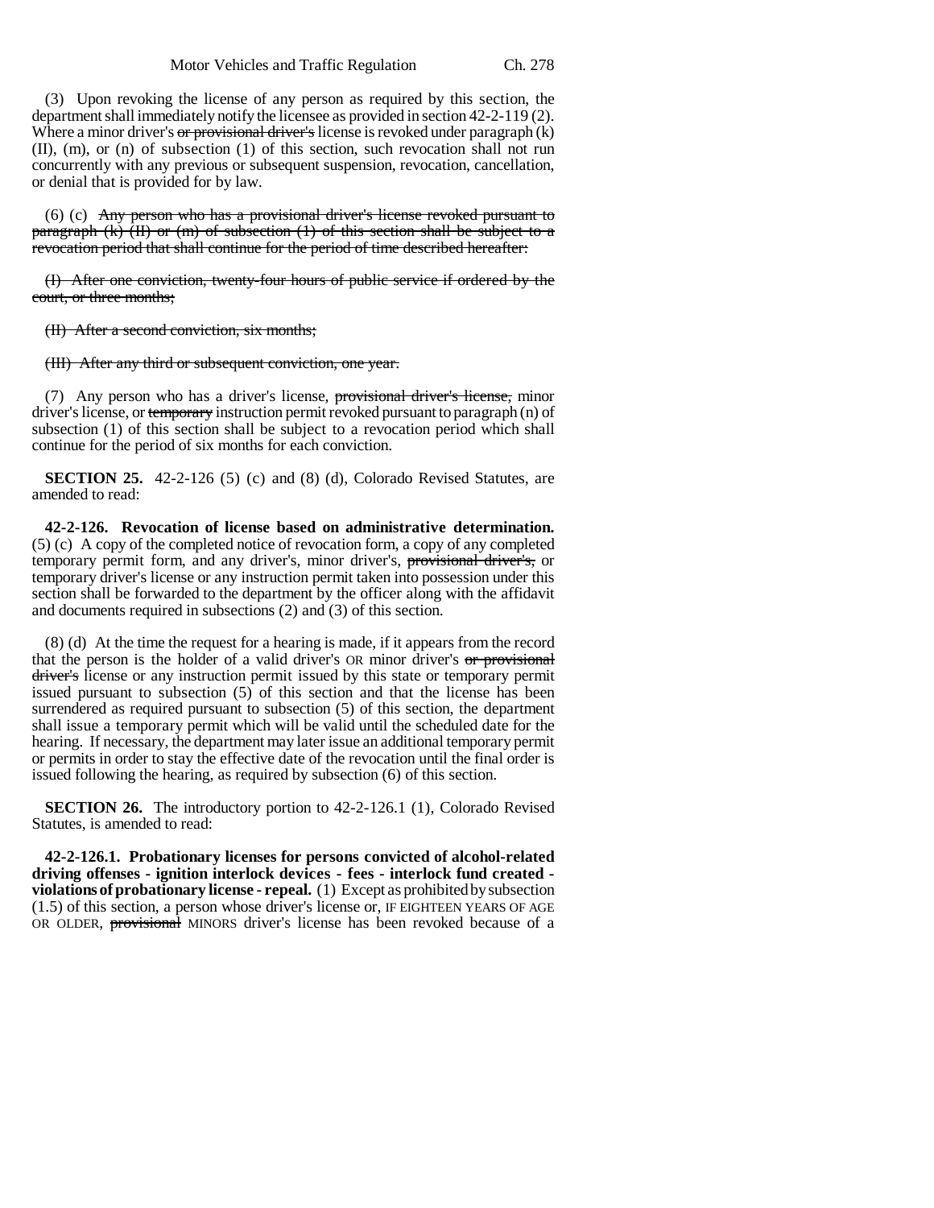(3) Upon revoking the license of any person as required by this section, the department shall immediately notify the licensee as provided in section 42-2-119 (2). Where a minor driver's ~~or provisional driver's~~ license is revoked under paragraph (k) (II), (m), or (n) of subsection (1) of this section, such revocation shall not run concurrently with any previous or subsequent suspension, revocation, cancellation, or denial that is provided for by law.

(6) (c) ~~Any person who has a provisional driver's license revoked pursuant to paragraph (k) (II) or (m) of subsection (1) of this section shall be subject to a revocation period that shall continue for the period of time described hereafter:~~

~~(I) After one conviction, twenty-four hours of public service if ordered by the court, or three months;~~

~~(II) After a second conviction, six months;~~

~~(III) After any third or subsequent conviction, one year.~~

(7) Any person who has a driver's license, ~~provisional driver's license,~~ minor driver's license, or ~~temporary~~ instruction permit revoked pursuant to paragraph (n) of subsection (1) of this section shall be subject to a revocation period which shall continue for the period of six months for each conviction.

**SECTION 25.** 42-2-126 (5) (c) and (8) (d), Colorado Revised Statutes, are amended to read:

**42-2-126. Revocation of license based on administrative determination.** (5) (c) A copy of the completed notice of revocation form, a copy of any completed temporary permit form, and any driver's, minor driver's, ~~provisional driver's,~~ or temporary driver's license or any instruction permit taken into possession under this section shall be forwarded to the department by the officer along with the affidavit and documents required in subsections (2) and (3) of this section.

(8) (d) At the time the request for a hearing is made, if it appears from the record that the person is the holder of a valid driver's OR minor driver's ~~or provisional driver's~~ license or any instruction permit issued by this state or temporary permit issued pursuant to subsection (5) of this section and that the license has been surrendered as required pursuant to subsection (5) of this section, the department shall issue a temporary permit which will be valid until the scheduled date for the hearing. If necessary, the department may later issue an additional temporary permit or permits in order to stay the effective date of the revocation until the final order is issued following the hearing, as required by subsection (6) of this section.

**SECTION 26.** The introductory portion to 42-2-126.1 (1), Colorado Revised Statutes, is amended to read:

**42-2-126.1. Probationary licenses for persons convicted of alcohol-related driving offenses - ignition interlock devices - fees - interlock fund created - violations of probationary license - repeal.** (1) Except as prohibited by subsection (1.5) of this section, a person whose driver's license or, IF EIGHTEEN YEARS OF AGE OR OLDER, ~~provisional~~ MINORS driver's license has been revoked because of a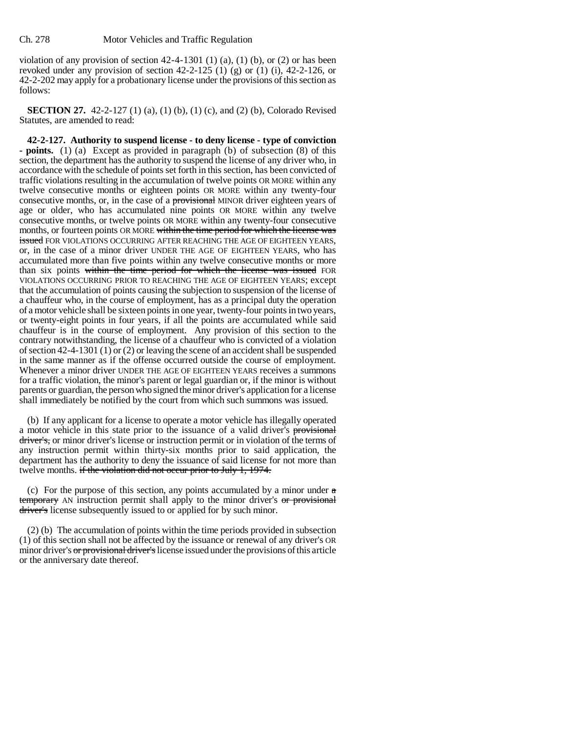violation of any provision of section 42-4-1301 (1) (a), (1) (b), or (2) or has been revoked under any provision of section 42-2-125 (1) (g) or (1) (i), 42-2-126, or 42-2-202 may apply for a probationary license under the provisions of this section as follows:

**SECTION 27.** 42-2-127 (1) (a), (1) (b), (1) (c), and (2) (b), Colorado Revised Statutes, are amended to read:

**42-2-127. Authority to suspend license - to deny license - type of conviction - points.** (1) (a) Except as provided in paragraph (b) of subsection (8) of this section, the department has the authority to suspend the license of any driver who, in accordance with the schedule of points set forth in this section, has been convicted of traffic violations resulting in the accumulation of twelve points OR MORE within any twelve consecutive months or eighteen points OR MORE within any twenty-four consecutive months, or, in the case of a ~~provisional~~ MINOR driver eighteen years of age or older, who has accumulated nine points OR MORE within any twelve consecutive months, or twelve points OR MORE within any twenty-four consecutive months, or fourteen points OR MORE ~~within the time period for which the license was issued~~ FOR VIOLATIONS OCCURRING AFTER REACHING THE AGE OF EIGHTEEN YEARS, or, in the case of a minor driver UNDER THE AGE OF EIGHTEEN YEARS, who has accumulated more than five points within any twelve consecutive months or more than six points ~~within the time period for which the license was issued~~ FOR VIOLATIONS OCCURRING PRIOR TO REACHING THE AGE OF EIGHTEEN YEARS; except that the accumulation of points causing the subjection to suspension of the license of a chauffeur who, in the course of employment, has as a principal duty the operation of a motor vehicle shall be sixteen points in one year, twenty-four points in two years, or twenty-eight points in four years, if all the points are accumulated while said chauffeur is in the course of employment. Any provision of this section to the contrary notwithstanding, the license of a chauffeur who is convicted of a violation of section 42-4-1301 (1) or (2) or leaving the scene of an accident shall be suspended in the same manner as if the offense occurred outside the course of employment. Whenever a minor driver UNDER THE AGE OF EIGHTEEN YEARS receives a summons for a traffic violation, the minor's parent or legal guardian or, if the minor is without parents or guardian, the person who signed the minor driver's application for a license shall immediately be notified by the court from which such summons was issued.

(b) If any applicant for a license to operate a motor vehicle has illegally operated a motor vehicle in this state prior to the issuance of a valid driver's ~~provisional driver's,~~ or minor driver's license or instruction permit or in violation of the terms of any instruction permit within thirty-six months prior to said application, the department has the authority to deny the issuance of said license for not more than twelve months. ~~if the violation did not occur prior to July 1, 1974.~~

(c) For the purpose of this section, any points accumulated by a minor under ~~a temporary~~ AN instruction permit shall apply to the minor driver's ~~or provisional driver's~~ license subsequently issued to or applied for by such minor.

(2) (b) The accumulation of points within the time periods provided in subsection (1) of this section shall not be affected by the issuance or renewal of any driver's OR minor driver's ~~or provisional driver's~~ license issued under the provisions of this article or the anniversary date thereof.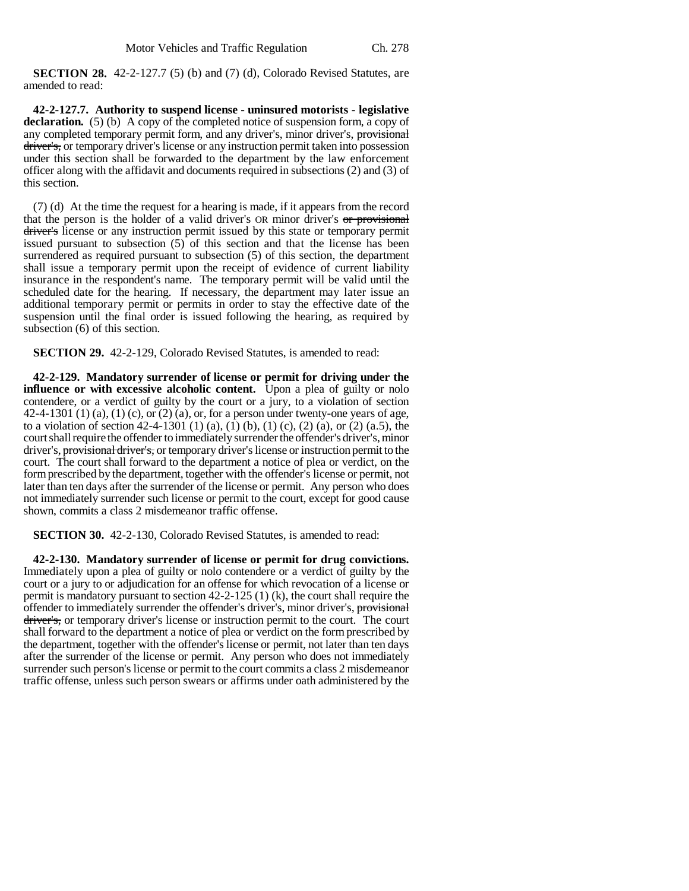**SECTION 28.** 42-2-127.7 (5) (b) and (7) (d), Colorado Revised Statutes, are amended to read:

**42-2-127.7. Authority to suspend license - uninsured motorists - legislative declaration.** (5) (b) A copy of the completed notice of suspension form, a copy of any completed temporary permit form, and any driver's, minor driver's, ~~provisional driver's,~~ or temporary driver's license or any instruction permit taken into possession under this section shall be forwarded to the department by the law enforcement officer along with the affidavit and documents required in subsections (2) and (3) of this section.

(7) (d) At the time the request for a hearing is made, if it appears from the record that the person is the holder of a valid driver's OR minor driver's ~~or provisional driver's~~ license or any instruction permit issued by this state or temporary permit issued pursuant to subsection (5) of this section and that the license has been surrendered as required pursuant to subsection (5) of this section, the department shall issue a temporary permit upon the receipt of evidence of current liability insurance in the respondent's name. The temporary permit will be valid until the scheduled date for the hearing. If necessary, the department may later issue an additional temporary permit or permits in order to stay the effective date of the suspension until the final order is issued following the hearing, as required by subsection (6) of this section.

**SECTION 29.** 42-2-129, Colorado Revised Statutes, is amended to read:

**42-2-129. Mandatory surrender of license or permit for driving under the influence or with excessive alcoholic content.** Upon a plea of guilty or nolo contendere, or a verdict of guilty by the court or a jury, to a violation of section 42-4-1301 (1) (a), (1) (c), or (2) (a), or, for a person under twenty-one years of age, to a violation of section 42-4-1301 (1) (a), (1) (b), (1) (c), (2) (a), or (2) (a.5), the court shall require the offender to immediately surrender the offender's driver's, minor driver's, ~~provisional driver's,~~ or temporary driver's license or instruction permit to the court. The court shall forward to the department a notice of plea or verdict, on the form prescribed by the department, together with the offender's license or permit, not later than ten days after the surrender of the license or permit. Any person who does not immediately surrender such license or permit to the court, except for good cause shown, commits a class 2 misdemeanor traffic offense.

**SECTION 30.** 42-2-130, Colorado Revised Statutes, is amended to read:

**42-2-130. Mandatory surrender of license or permit for drug convictions.** Immediately upon a plea of guilty or nolo contendere or a verdict of guilty by the court or a jury or adjudication for an offense for which revocation of a license or permit is mandatory pursuant to section 42-2-125 (1) (k), the court shall require the offender to immediately surrender the offender's driver's, minor driver's, ~~provisional driver's,~~ or temporary driver's license or instruction permit to the court. The court shall forward to the department a notice of plea or verdict on the form prescribed by the department, together with the offender's license or permit, not later than ten days after the surrender of the license or permit. Any person who does not immediately surrender such person's license or permit to the court commits a class 2 misdemeanor traffic offense, unless such person swears or affirms under oath administered by the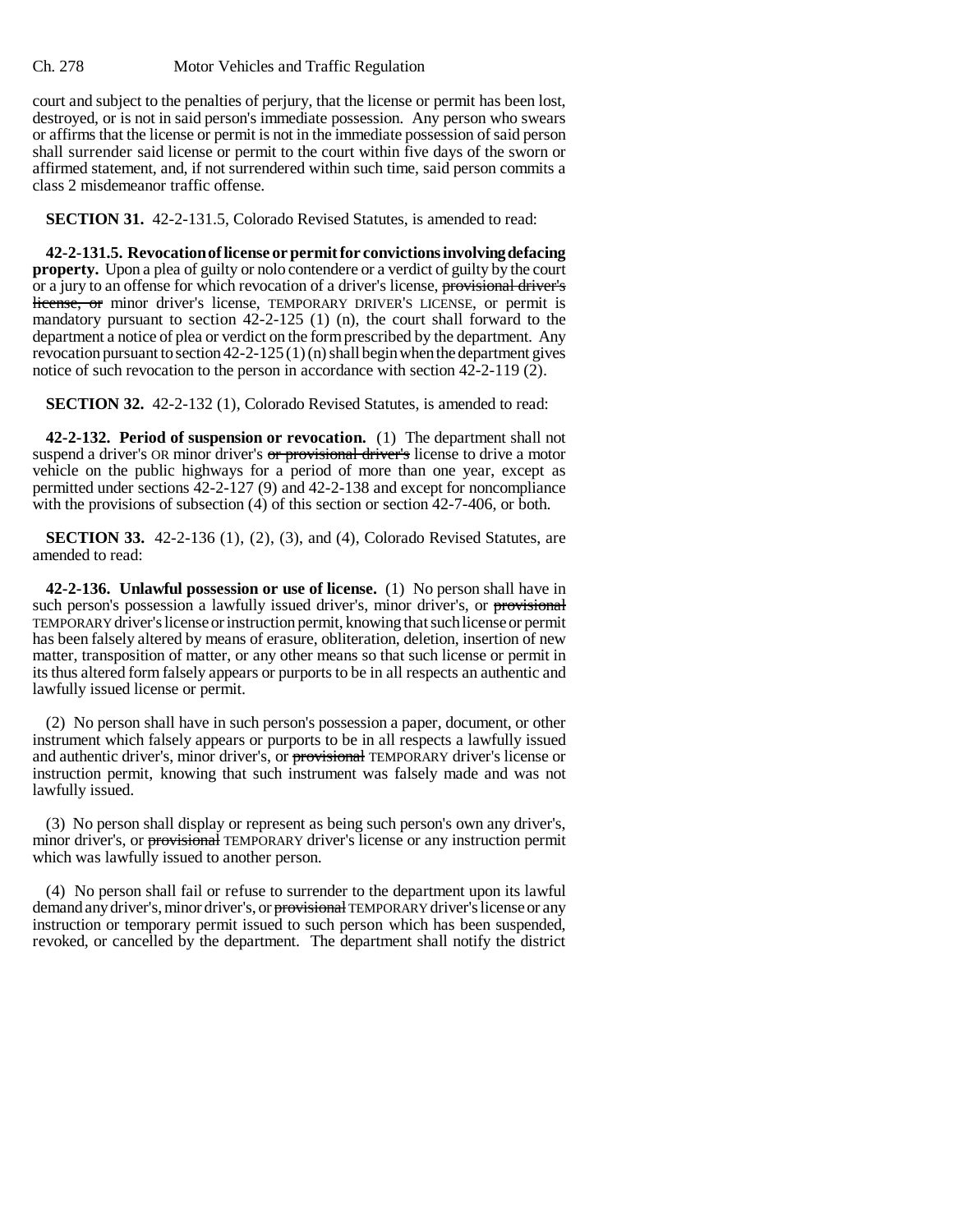court and subject to the penalties of perjury, that the license or permit has been lost, destroyed, or is not in said person's immediate possession. Any person who swears or affirms that the license or permit is not in the immediate possession of said person shall surrender said license or permit to the court within five days of the sworn or affirmed statement, and, if not surrendered within such time, said person commits a class 2 misdemeanor traffic offense.

**SECTION 31.** 42-2-131.5, Colorado Revised Statutes, is amended to read:

**42-2-131.5. Revocation of license or permit for convictions involving defacing property.** Upon a plea of guilty or nolo contendere or a verdict of guilty by the court or a jury to an offense for which revocation of a driver's license, ~~provisional driver's license, or~~ minor driver's license, TEMPORARY DRIVER'S LICENSE, or permit is mandatory pursuant to section 42-2-125 (1) (n), the court shall forward to the department a notice of plea or verdict on the form prescribed by the department. Any revocation pursuant to section 42-2-125 (1) (n) shall begin when the department gives notice of such revocation to the person in accordance with section 42-2-119 (2).

**SECTION 32.** 42-2-132 (1), Colorado Revised Statutes, is amended to read:

**42-2-132. Period of suspension or revocation.** (1) The department shall not suspend a driver's OR minor driver's ~~or provisional driver's~~ license to drive a motor vehicle on the public highways for a period of more than one year, except as permitted under sections 42-2-127 (9) and 42-2-138 and except for noncompliance with the provisions of subsection (4) of this section or section 42-7-406, or both.

**SECTION 33.** 42-2-136 (1), (2), (3), and (4), Colorado Revised Statutes, are amended to read:

**42-2-136. Unlawful possession or use of license.** (1) No person shall have in such person's possession a lawfully issued driver's, minor driver's, or ~~provisional~~ TEMPORARY driver's license or instruction permit, knowing that such license or permit has been falsely altered by means of erasure, obliteration, deletion, insertion of new matter, transposition of matter, or any other means so that such license or permit in its thus altered form falsely appears or purports to be in all respects an authentic and lawfully issued license or permit.

(2) No person shall have in such person's possession a paper, document, or other instrument which falsely appears or purports to be in all respects a lawfully issued and authentic driver's, minor driver's, or ~~provisional~~ TEMPORARY driver's license or instruction permit, knowing that such instrument was falsely made and was not lawfully issued.

(3) No person shall display or represent as being such person's own any driver's, minor driver's, or ~~provisional~~ TEMPORARY driver's license or any instruction permit which was lawfully issued to another person.

(4) No person shall fail or refuse to surrender to the department upon its lawful demand any driver's, minor driver's, or ~~provisional~~ TEMPORARY driver's license or any instruction or temporary permit issued to such person which has been suspended, revoked, or cancelled by the department. The department shall notify the district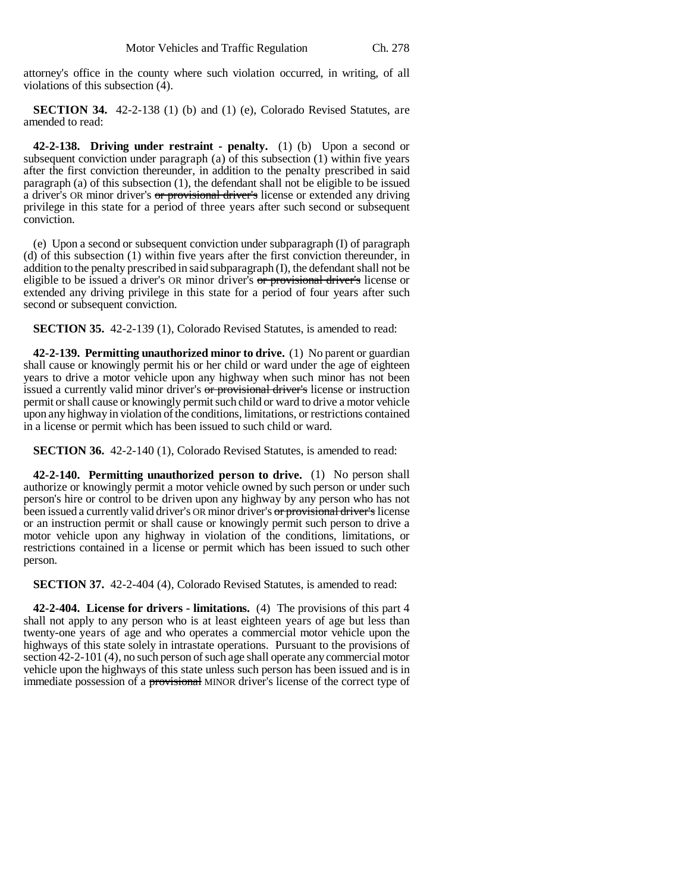attorney's office in the county where such violation occurred, in writing, of all violations of this subsection (4).

**SECTION 34.** 42-2-138 (1) (b) and (1) (e), Colorado Revised Statutes, are amended to read:

**42-2-138. Driving under restraint - penalty.** (1) (b) Upon a second or subsequent conviction under paragraph (a) of this subsection (1) within five years after the first conviction thereunder, in addition to the penalty prescribed in said paragraph (a) of this subsection (1), the defendant shall not be eligible to be issued a driver's OR minor driver's ~~or provisional driver's~~ license or extended any driving privilege in this state for a period of three years after such second or subsequent conviction.

(e) Upon a second or subsequent conviction under subparagraph (I) of paragraph (d) of this subsection (1) within five years after the first conviction thereunder, in addition to the penalty prescribed in said subparagraph (I), the defendant shall not be eligible to be issued a driver's OR minor driver's ~~or provisional driver's~~ license or extended any driving privilege in this state for a period of four years after such second or subsequent conviction.

**SECTION 35.** 42-2-139 (1), Colorado Revised Statutes, is amended to read:

**42-2-139. Permitting unauthorized minor to drive.** (1) No parent or guardian shall cause or knowingly permit his or her child or ward under the age of eighteen years to drive a motor vehicle upon any highway when such minor has not been issued a currently valid minor driver's ~~or provisional driver's~~ license or instruction permit or shall cause or knowingly permit such child or ward to drive a motor vehicle upon any highway in violation of the conditions, limitations, or restrictions contained in a license or permit which has been issued to such child or ward.

**SECTION 36.** 42-2-140 (1), Colorado Revised Statutes, is amended to read:

**42-2-140. Permitting unauthorized person to drive.** (1) No person shall authorize or knowingly permit a motor vehicle owned by such person or under such person's hire or control to be driven upon any highway by any person who has not been issued a currently valid driver's OR minor driver's ~~or provisional driver's~~ license or an instruction permit or shall cause or knowingly permit such person to drive a motor vehicle upon any highway in violation of the conditions, limitations, or restrictions contained in a license or permit which has been issued to such other person.

**SECTION 37.** 42-2-404 (4), Colorado Revised Statutes, is amended to read:

**42-2-404. License for drivers - limitations.** (4) The provisions of this part 4 shall not apply to any person who is at least eighteen years of age but less than twenty-one years of age and who operates a commercial motor vehicle upon the highways of this state solely in intrastate operations. Pursuant to the provisions of section 42-2-101 (4), no such person of such age shall operate any commercial motor vehicle upon the highways of this state unless such person has been issued and is in immediate possession of a ~~provisional~~ MINOR driver's license of the correct type of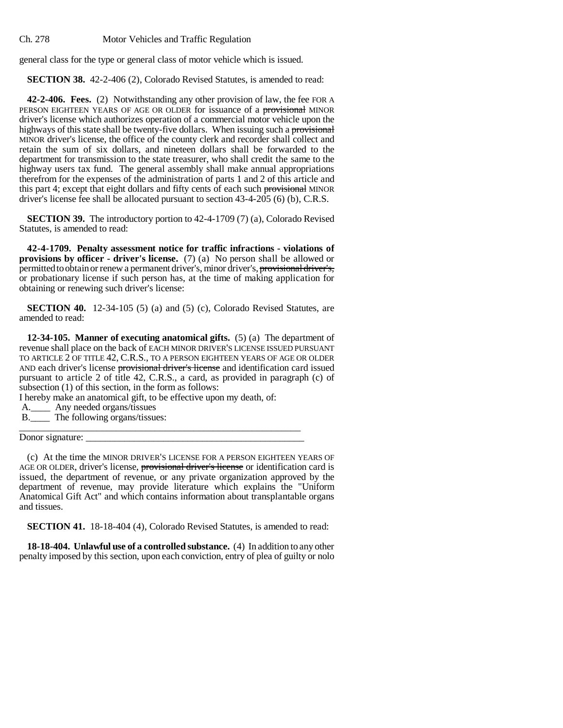general class for the type or general class of motor vehicle which is issued.

**SECTION 38.** 42-2-406 (2), Colorado Revised Statutes, is amended to read:

**42-2-406. Fees.** (2) Notwithstanding any other provision of law, the fee FOR A PERSON EIGHTEEN YEARS OF AGE OR OLDER for issuance of a ~~provisional~~ MINOR driver's license which authorizes operation of a commercial motor vehicle upon the highways of this state shall be twenty-five dollars. When issuing such a ~~provisional~~ MINOR driver's license, the office of the county clerk and recorder shall collect and retain the sum of six dollars, and nineteen dollars shall be forwarded to the department for transmission to the state treasurer, who shall credit the same to the highway users tax fund. The general assembly shall make annual appropriations therefrom for the expenses of the administration of parts 1 and 2 of this article and this part 4; except that eight dollars and fifty cents of each such ~~provisional~~ MINOR driver's license fee shall be allocated pursuant to section 43-4-205 (6) (b), C.R.S.

**SECTION 39.** The introductory portion to 42-4-1709 (7) (a), Colorado Revised Statutes, is amended to read:

**42-4-1709. Penalty assessment notice for traffic infractions - violations of provisions by officer - driver's license.** (7) (a) No person shall be allowed or permitted to obtain or renew a permanent driver's, minor driver's, ~~provisional driver's,~~ or probationary license if such person has, at the time of making application for obtaining or renewing such driver's license:

**SECTION 40.** 12-34-105 (5) (a) and (5) (c), Colorado Revised Statutes, are amended to read:

**12-34-105. Manner of executing anatomical gifts.** (5) (a) The department of revenue shall place on the back of EACH MINOR DRIVER'S LICENSE ISSUED PURSUANT TO ARTICLE 2 OF TITLE 42, C.R.S., TO A PERSON EIGHTEEN YEARS OF AGE OR OLDER AND each driver's license ~~provisional driver's license~~ and identification card issued pursuant to article 2 of title 42, C.R.S., a card, as provided in paragraph (c) of subsection (1) of this section, in the form as follows:

I hereby make an anatomical gift, to be effective upon my death, of:

A.____ Any needed organs/tissues

B.____ The following organs/tissues:

______________________________________________

Donor signature: ______________________________________________

(c) At the time the MINOR DRIVER'S LICENSE FOR A PERSON EIGHTEEN YEARS OF AGE OR OLDER, driver's license, ~~provisional driver's license~~ or identification card is issued, the department of revenue, or any private organization approved by the department of revenue, may provide literature which explains the "Uniform Anatomical Gift Act" and which contains information about transplantable organs and tissues.

**SECTION 41.** 18-18-404 (4), Colorado Revised Statutes, is amended to read:

**18-18-404. Unlawful use of a controlled substance.** (4) In addition to any other penalty imposed by this section, upon each conviction, entry of plea of guilty or nolo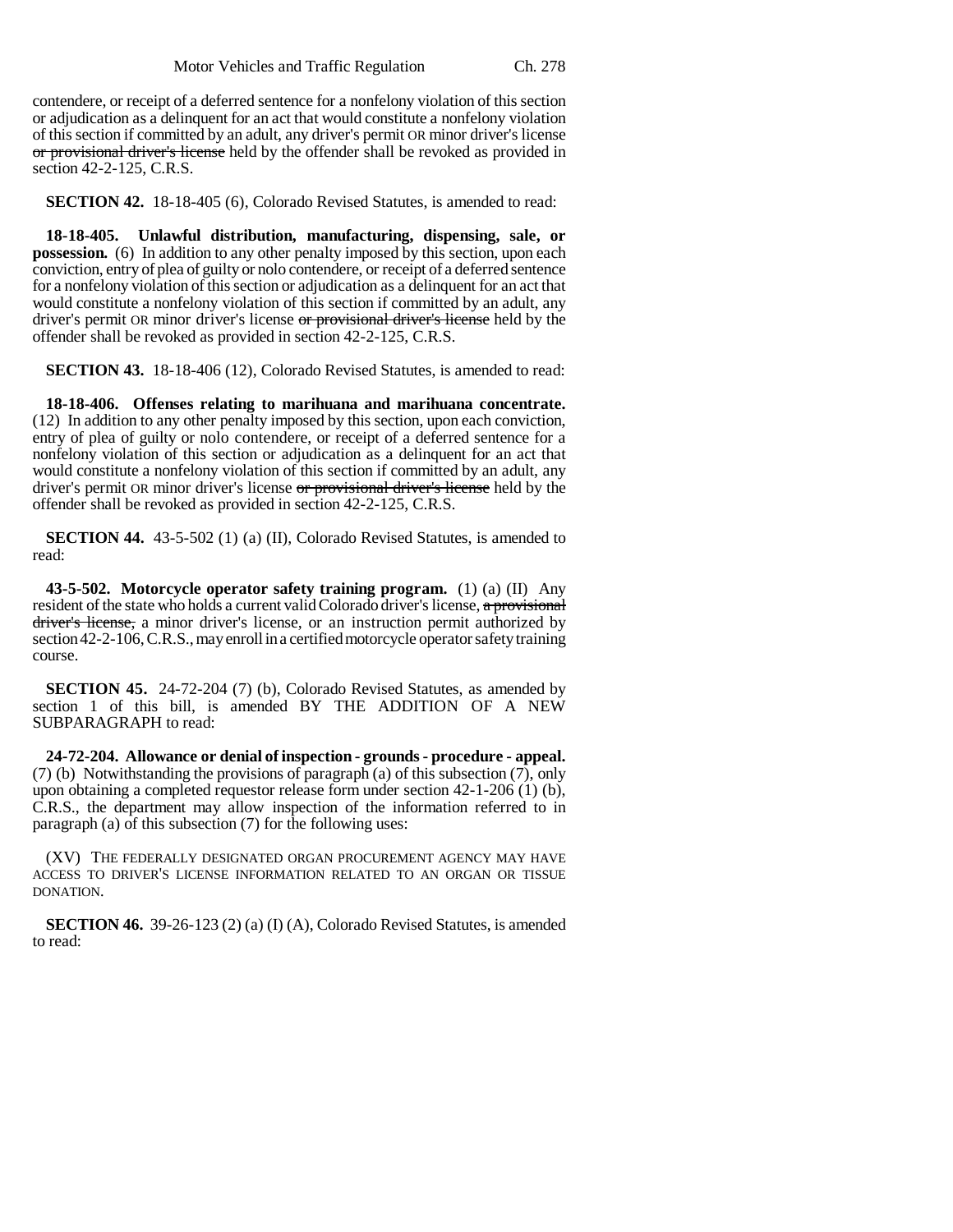contendere, or receipt of a deferred sentence for a nonfelony violation of this section or adjudication as a delinquent for an act that would constitute a nonfelony violation of this section if committed by an adult, any driver's permit OR minor driver's license ~~or provisional driver's license~~ held by the offender shall be revoked as provided in section 42-2-125, C.R.S.

**SECTION 42.** 18-18-405 (6), Colorado Revised Statutes, is amended to read:

**18-18-405. Unlawful distribution, manufacturing, dispensing, sale, or possession.** (6) In addition to any other penalty imposed by this section, upon each conviction, entry of plea of guilty or nolo contendere, or receipt of a deferred sentence for a nonfelony violation of this section or adjudication as a delinquent for an act that would constitute a nonfelony violation of this section if committed by an adult, any driver's permit OR minor driver's license ~~or provisional driver's license~~ held by the offender shall be revoked as provided in section 42-2-125, C.R.S.

**SECTION 43.** 18-18-406 (12), Colorado Revised Statutes, is amended to read:

**18-18-406. Offenses relating to marihuana and marihuana concentrate.** (12) In addition to any other penalty imposed by this section, upon each conviction, entry of plea of guilty or nolo contendere, or receipt of a deferred sentence for a nonfelony violation of this section or adjudication as a delinquent for an act that would constitute a nonfelony violation of this section if committed by an adult, any driver's permit OR minor driver's license ~~or provisional driver's license~~ held by the offender shall be revoked as provided in section 42-2-125, C.R.S.

**SECTION 44.** 43-5-502 (1) (a) (II), Colorado Revised Statutes, is amended to read:

**43-5-502. Motorcycle operator safety training program.** (1) (a) (II) Any resident of the state who holds a current valid Colorado driver's license, ~~a provisional driver's license,~~ a minor driver's license, or an instruction permit authorized by section 42-2-106, C.R.S., may enroll in a certified motorcycle operator safety training course.

**SECTION 45.** 24-72-204 (7) (b), Colorado Revised Statutes, as amended by section 1 of this bill, is amended BY THE ADDITION OF A NEW SUBPARAGRAPH to read:

**24-72-204. Allowance or denial of inspection - grounds - procedure - appeal.** (7) (b) Notwithstanding the provisions of paragraph (a) of this subsection (7), only upon obtaining a completed requestor release form under section 42-1-206 (1) (b), C.R.S., the department may allow inspection of the information referred to in paragraph (a) of this subsection (7) for the following uses:

(XV) THE FEDERALLY DESIGNATED ORGAN PROCUREMENT AGENCY MAY HAVE ACCESS TO DRIVER'S LICENSE INFORMATION RELATED TO AN ORGAN OR TISSUE DONATION.

**SECTION 46.** 39-26-123 (2) (a) (I) (A), Colorado Revised Statutes, is amended to read: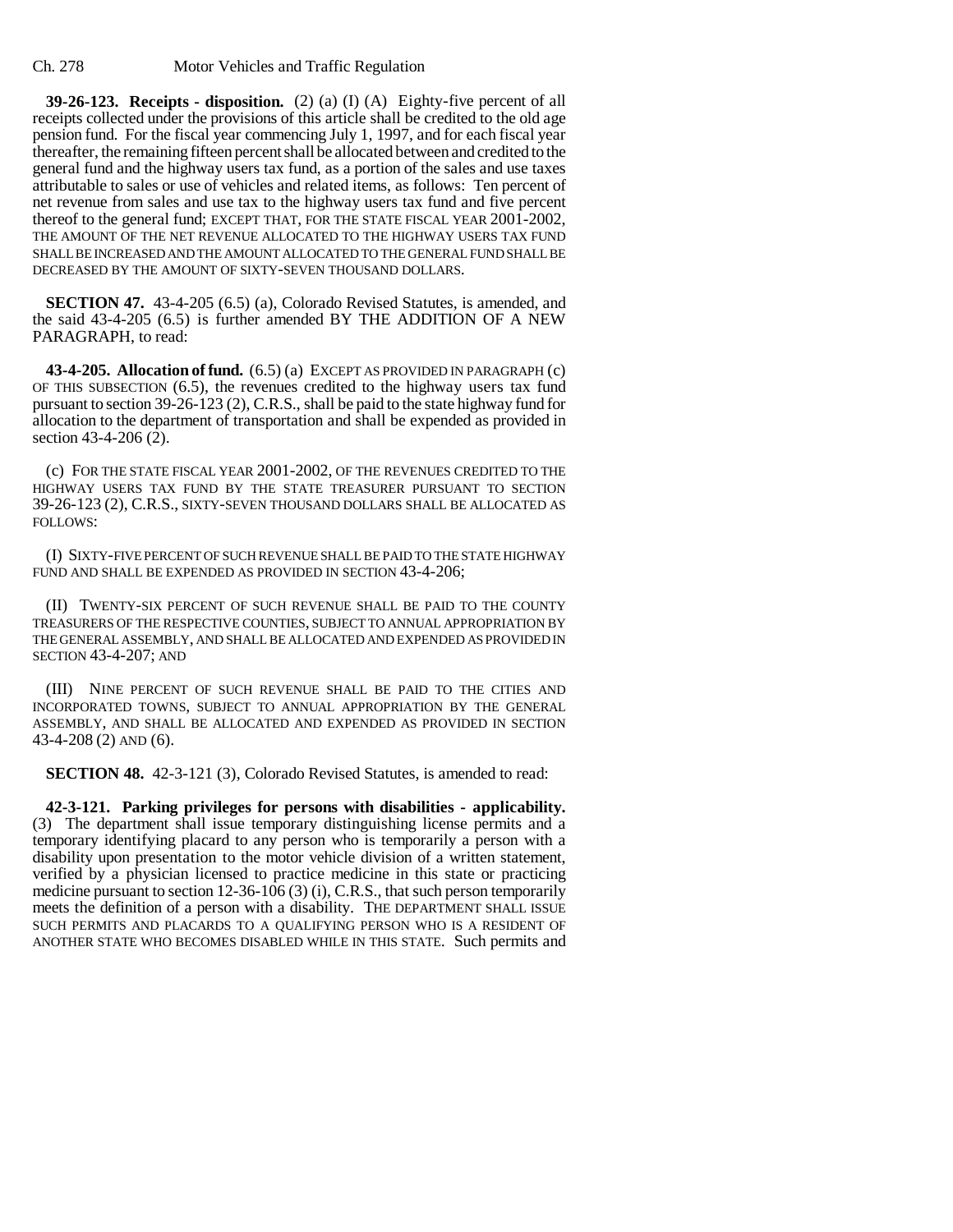**39-26-123. Receipts - disposition.** (2) (a) (I) (A) Eighty-five percent of all receipts collected under the provisions of this article shall be credited to the old age pension fund. For the fiscal year commencing July 1, 1997, and for each fiscal year thereafter, the remaining fifteen percent shall be allocated between and credited to the general fund and the highway users tax fund, as a portion of the sales and use taxes attributable to sales or use of vehicles and related items, as follows: Ten percent of net revenue from sales and use tax to the highway users tax fund and five percent thereof to the general fund; EXCEPT THAT, FOR THE STATE FISCAL YEAR 2001-2002, THE AMOUNT OF THE NET REVENUE ALLOCATED TO THE HIGHWAY USERS TAX FUND SHALL BE INCREASED AND THE AMOUNT ALLOCATED TO THE GENERAL FUND SHALL BE DECREASED BY THE AMOUNT OF SIXTY-SEVEN THOUSAND DOLLARS.

**SECTION 47.** 43-4-205 (6.5) (a), Colorado Revised Statutes, is amended, and the said 43-4-205 (6.5) is further amended BY THE ADDITION OF A NEW PARAGRAPH, to read:

**43-4-205. Allocation of fund.** (6.5) (a) EXCEPT AS PROVIDED IN PARAGRAPH (c) OF THIS SUBSECTION (6.5), the revenues credited to the highway users tax fund pursuant to section 39-26-123 (2), C.R.S., shall be paid to the state highway fund for allocation to the department of transportation and shall be expended as provided in section 43-4-206 (2).

(c) FOR THE STATE FISCAL YEAR 2001-2002, OF THE REVENUES CREDITED TO THE HIGHWAY USERS TAX FUND BY THE STATE TREASURER PURSUANT TO SECTION 39-26-123 (2), C.R.S., SIXTY-SEVEN THOUSAND DOLLARS SHALL BE ALLOCATED AS FOLLOWS:

(I) SIXTY-FIVE PERCENT OF SUCH REVENUE SHALL BE PAID TO THE STATE HIGHWAY FUND AND SHALL BE EXPENDED AS PROVIDED IN SECTION 43-4-206;

(II) TWENTY-SIX PERCENT OF SUCH REVENUE SHALL BE PAID TO THE COUNTY TREASURERS OF THE RESPECTIVE COUNTIES, SUBJECT TO ANNUAL APPROPRIATION BY THE GENERAL ASSEMBLY, AND SHALL BE ALLOCATED AND EXPENDED AS PROVIDED IN SECTION 43-4-207; AND

(III) NINE PERCENT OF SUCH REVENUE SHALL BE PAID TO THE CITIES AND INCORPORATED TOWNS, SUBJECT TO ANNUAL APPROPRIATION BY THE GENERAL ASSEMBLY, AND SHALL BE ALLOCATED AND EXPENDED AS PROVIDED IN SECTION 43-4-208 (2) AND (6).

**SECTION 48.** 42-3-121 (3), Colorado Revised Statutes, is amended to read:

**42-3-121. Parking privileges for persons with disabilities - applicability.** (3) The department shall issue temporary distinguishing license permits and a temporary identifying placard to any person who is temporarily a person with a disability upon presentation to the motor vehicle division of a written statement, verified by a physician licensed to practice medicine in this state or practicing medicine pursuant to section 12-36-106 (3) (i), C.R.S., that such person temporarily meets the definition of a person with a disability. THE DEPARTMENT SHALL ISSUE SUCH PERMITS AND PLACARDS TO A QUALIFYING PERSON WHO IS A RESIDENT OF ANOTHER STATE WHO BECOMES DISABLED WHILE IN THIS STATE. Such permits and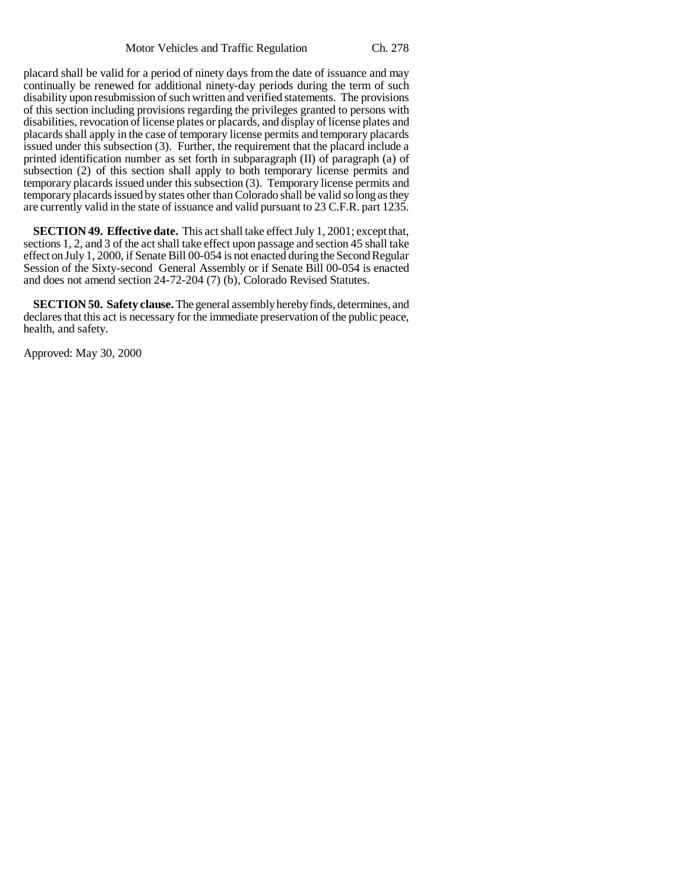placard shall be valid for a period of ninety days from the date of issuance and may continually be renewed for additional ninety-day periods during the term of such disability upon resubmission of such written and verified statements. The provisions of this section including provisions regarding the privileges granted to persons with disabilities, revocation of license plates or placards, and display of license plates and placards shall apply in the case of temporary license permits and temporary placards issued under this subsection (3). Further, the requirement that the placard include a printed identification number as set forth in subparagraph (II) of paragraph (a) of subsection (2) of this section shall apply to both temporary license permits and temporary placards issued under this subsection (3). Temporary license permits and temporary placards issued by states other than Colorado shall be valid so long as they are currently valid in the state of issuance and valid pursuant to 23 C.F.R. part 1235.

**SECTION 49. Effective date.** This act shall take effect July 1, 2001; except that, sections 1, 2, and 3 of the act shall take effect upon passage and section 45 shall take effect on July 1, 2000, if Senate Bill 00-054 is not enacted during the Second Regular Session of the Sixty-second General Assembly or if Senate Bill 00-054 is enacted and does not amend section 24-72-204 (7) (b), Colorado Revised Statutes.

**SECTION 50. Safety clause.** The general assembly hereby finds, determines, and declares that this act is necessary for the immediate preservation of the public peace, health, and safety.

Approved: May 30, 2000